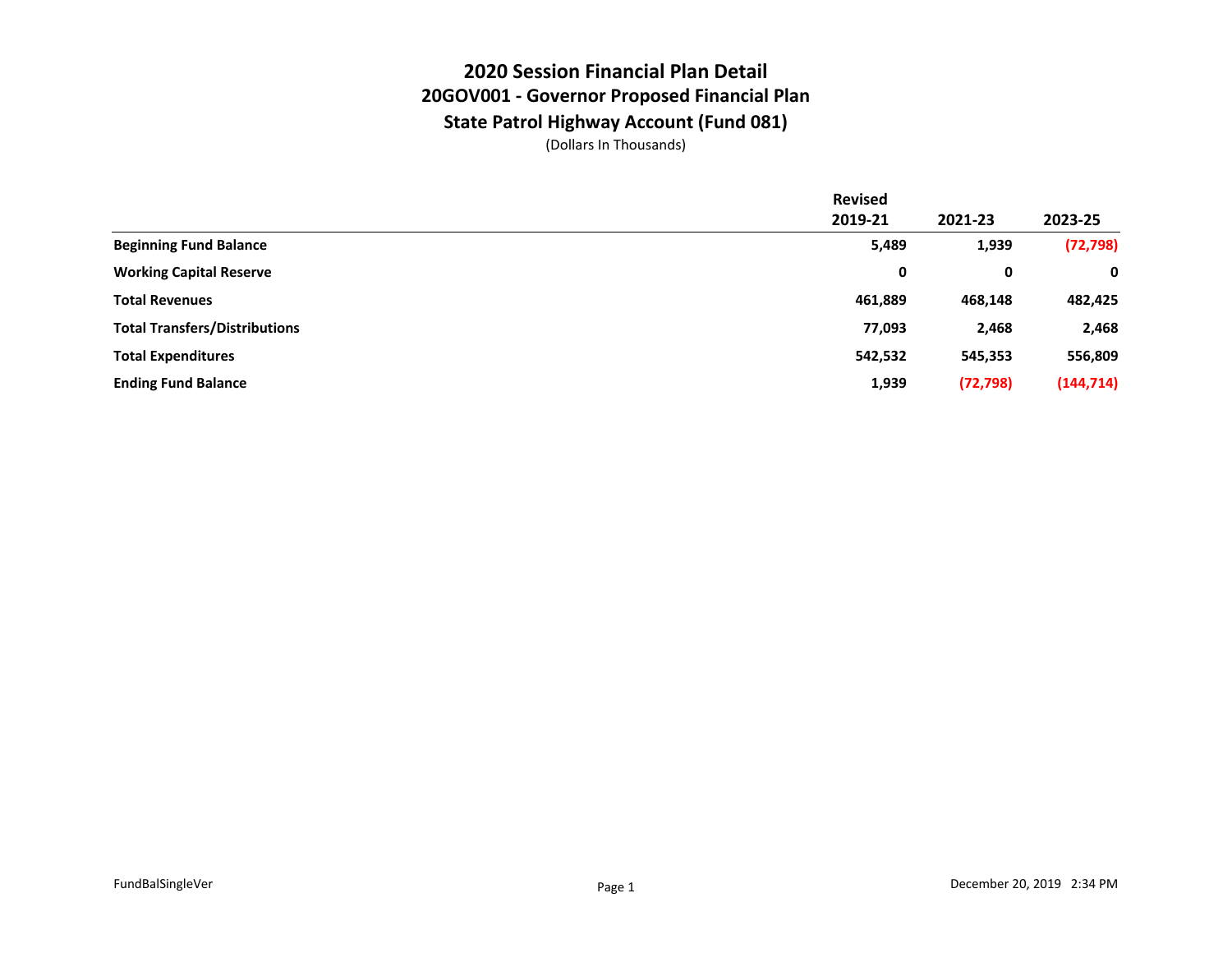# 2020 Session Financial Plan Detail

## 20GOV001 - Governor Proposed Financial Plan

## State Patrol Highway Account (Fund 081)

(Dollars In Thousands)

| | Revised 2019-21 | 2021-23 | 2023-25 |
|---|---|---|---|
| **Beginning Fund Balance** | **5,489** | **1,939** | **(72,798)** |
| **Working Capital Reserve** | **0** | **0** | **0** |
| **Total Revenues** | **461,889** | **468,148** | **482,425** |
| **Total Transfers/Distributions** | **77,093** | **2,468** | **2,468** |
| **Total Expenditures** | **542,532** | **545,353** | **556,809** |
| **Ending Fund Balance** | **1,939** | **(72,798)** | **(144,714)** |

FundBalSingleVer

December 20, 2019 2:34 PM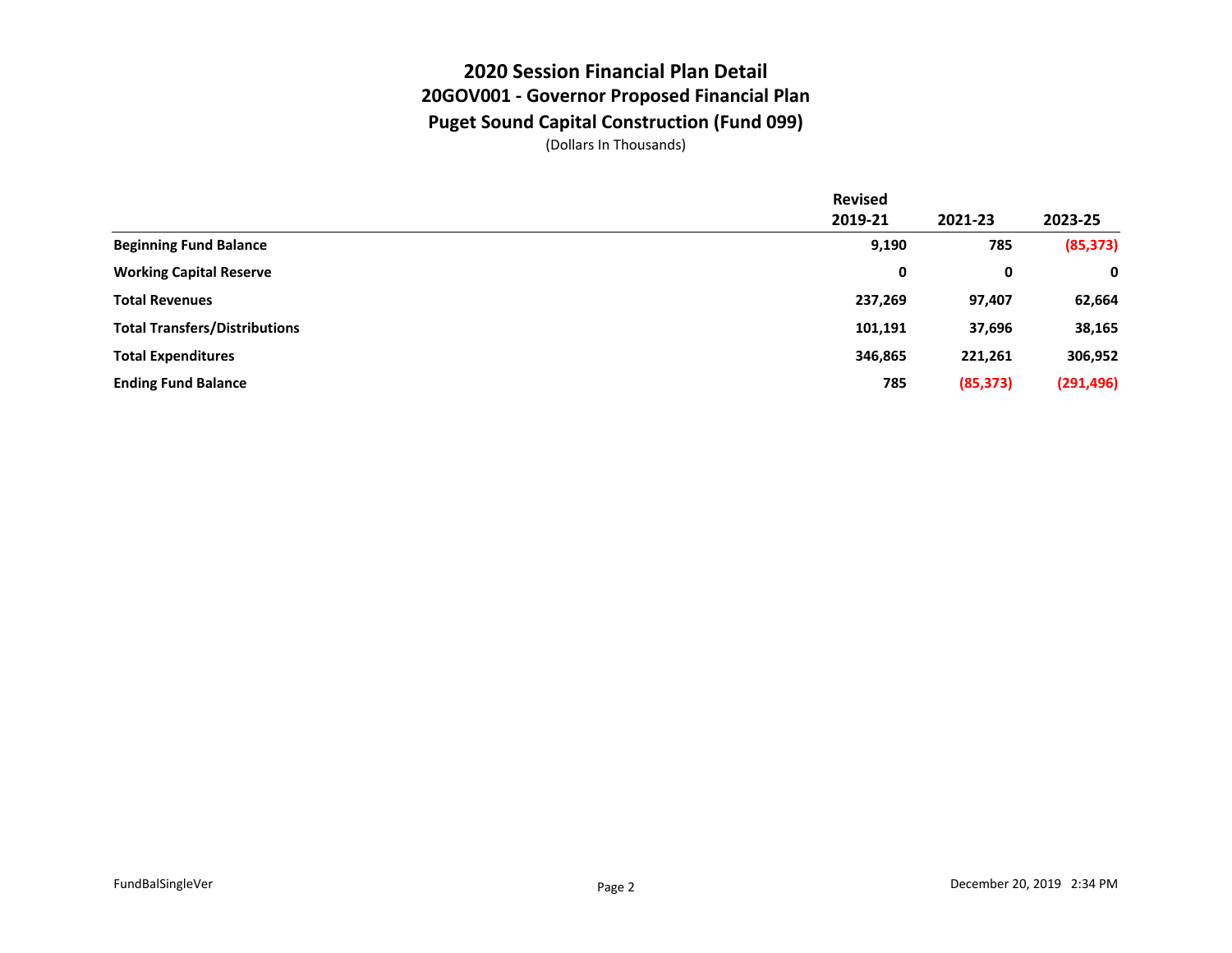# 2020 Session Financial Plan Detail

## 20GOV001 - Governor Proposed Financial Plan

## Puget Sound Capital Construction (Fund 099)

(Dollars In Thousands)

| | Revised 2019-21 | 2021-23 | 2023-25 |
|---|---|---|---|
| **Beginning Fund Balance** | **9,190** | **785** | **(85,373)** |
| **Working Capital Reserve** | **0** | **0** | **0** |
| **Total Revenues** | **237,269** | **97,407** | **62,664** |
| **Total Transfers/Distributions** | **101,191** | **37,696** | **38,165** |
| **Total Expenditures** | **346,865** | **221,261** | **306,952** |
| **Ending Fund Balance** | **785** | **(85,373)** | **(291,496)** |

FundBalSingleVer

December 20, 2019 2:34 PM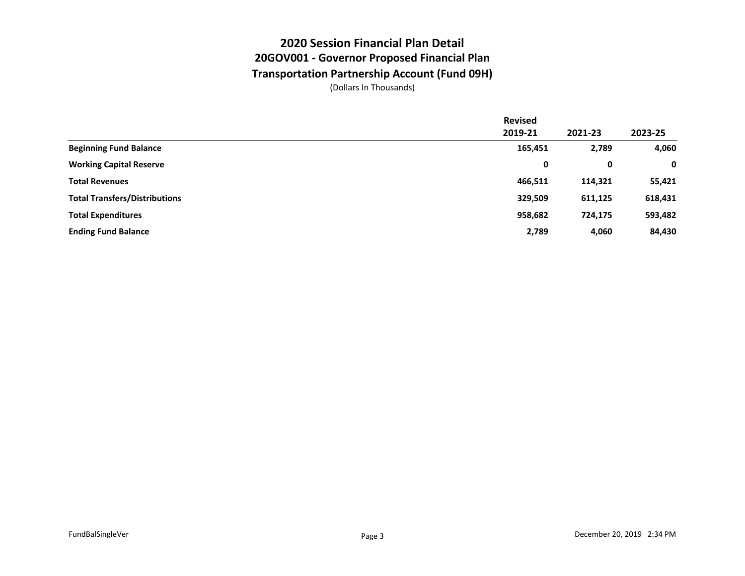# 2020 Session Financial Plan Detail

## 20GOV001 - Governor Proposed Financial Plan

## Transportation Partnership Account (Fund 09H)

(Dollars In Thousands)

| | Revised 2019-21 | 2021-23 | 2023-25 |
|---|---|---|---|
| **Beginning Fund Balance** | **165,451** | **2,789** | **4,060** |
| **Working Capital Reserve** | **0** | **0** | **0** |
| **Total Revenues** | **466,511** | **114,321** | **55,421** |
| **Total Transfers/Distributions** | **329,509** | **611,125** | **618,431** |
| **Total Expenditures** | **958,682** | **724,175** | **593,482** |
| **Ending Fund Balance** | **2,789** | **4,060** | **84,430** |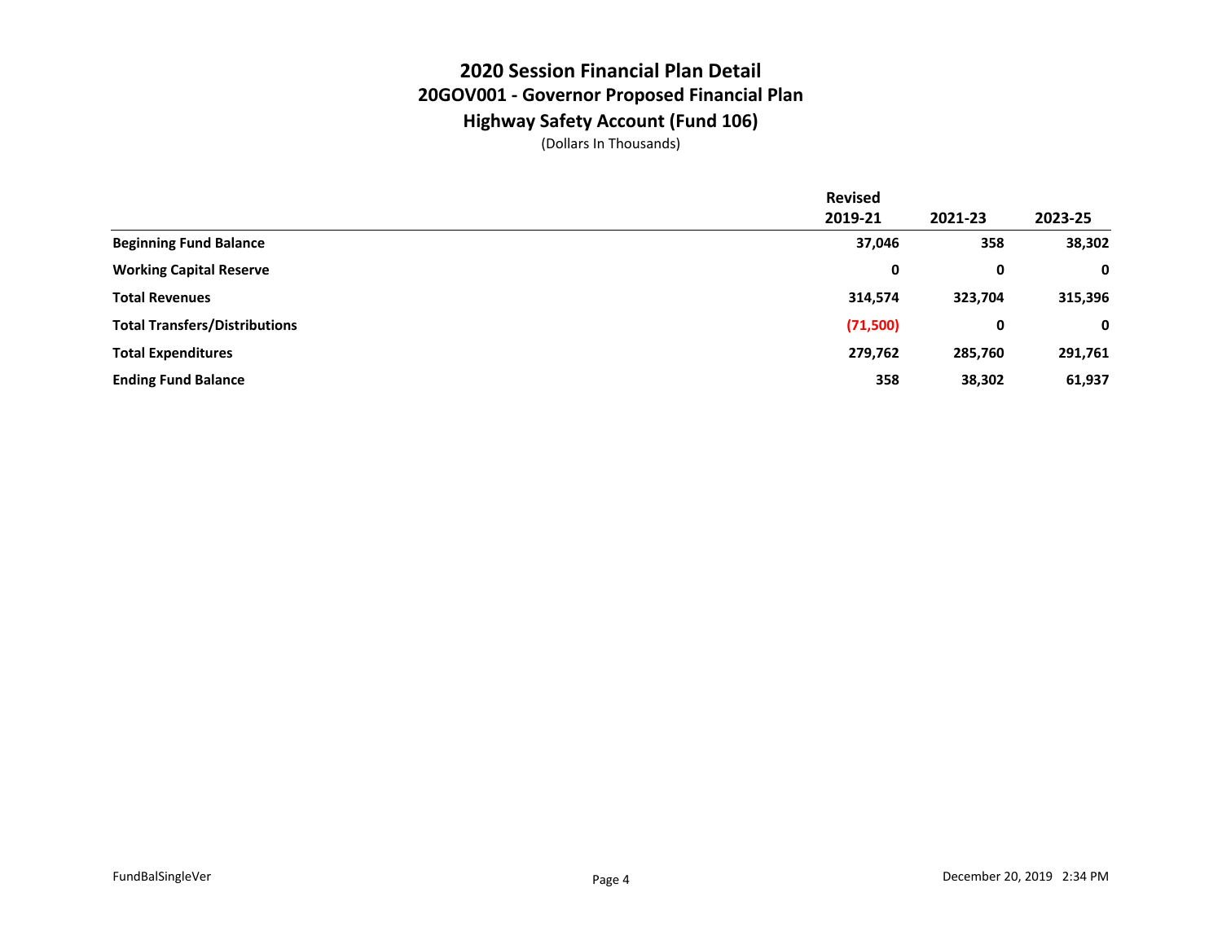# 2020 Session Financial Plan Detail

## 20GOV001 - Governor Proposed Financial Plan

## Highway Safety Account (Fund 106)

(Dollars In Thousands)

| | Revised 2019-21 | 2021-23 | 2023-25 |
|---|---|---|---|
| **Beginning Fund Balance** | **37,046** | **358** | **38,302** |
| **Working Capital Reserve** | **0** | **0** | **0** |
| **Total Revenues** | **314,574** | **323,704** | **315,396** |
| **Total Transfers/Distributions** | **(71,500)** | **0** | **0** |
| **Total Expenditures** | **279,762** | **285,760** | **291,761** |
| **Ending Fund Balance** | **358** | **38,302** | **61,937** |

FundBalSingleVer

December 20, 2019 2:34 PM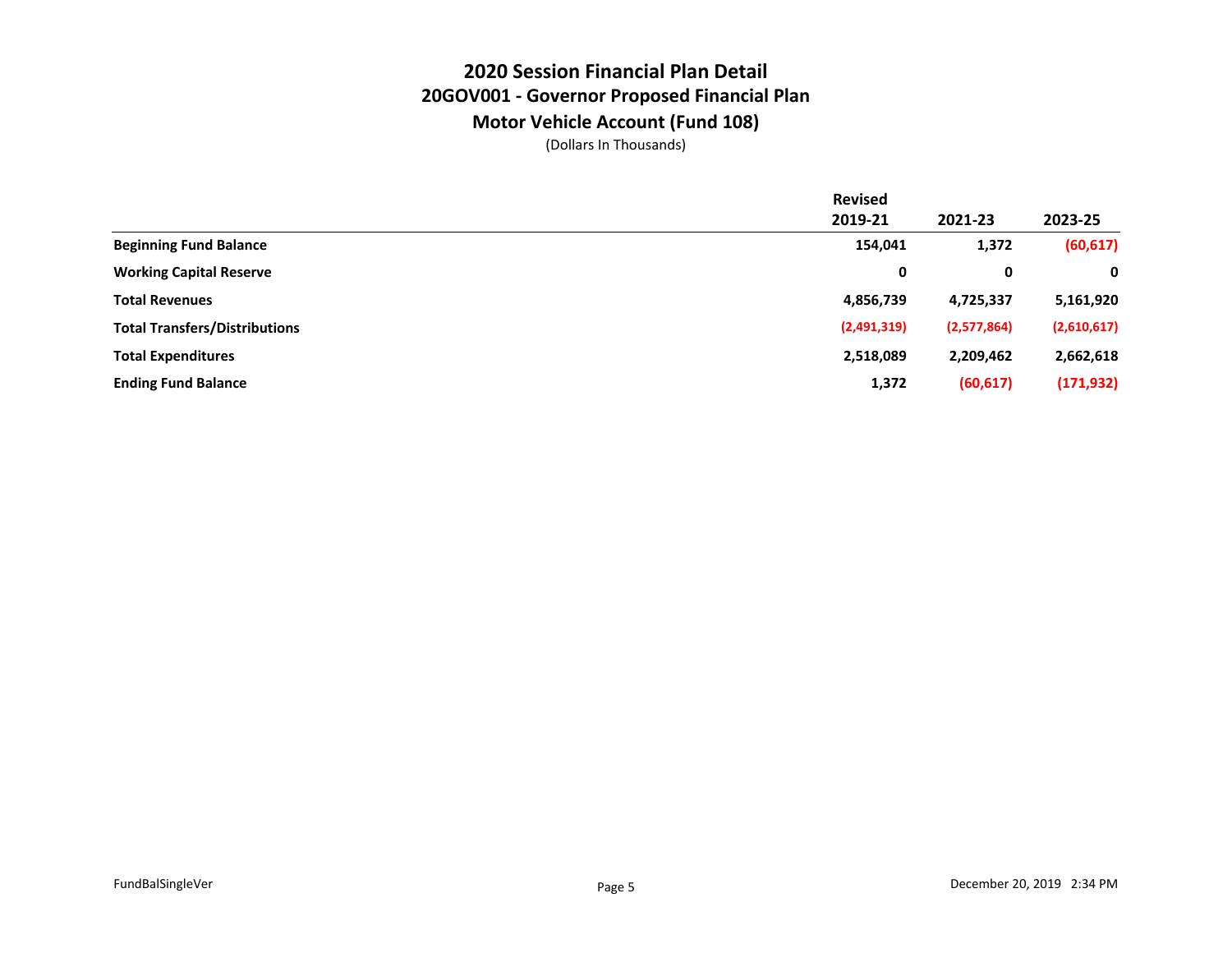# 2020 Session Financial Plan Detail

## 20GOV001 - Governor Proposed Financial Plan

## Motor Vehicle Account (Fund 108)

(Dollars In Thousands)

| | Revised 2019-21 | 2021-23 | 2023-25 |
|---|---|---|---|
| **Beginning Fund Balance** | **154,041** | **1,372** | **(60,617)** |
| **Working Capital Reserve** | **0** | **0** | **0** |
| **Total Revenues** | **4,856,739** | **4,725,337** | **5,161,920** |
| **Total Transfers/Distributions** | **(2,491,319)** | **(2,577,864)** | **(2,610,617)** |
| **Total Expenditures** | **2,518,089** | **2,209,462** | **2,662,618** |
| **Ending Fund Balance** | **1,372** | **(60,617)** | **(171,932)** |

FundBalSingleVer

December 20, 2019 2:34 PM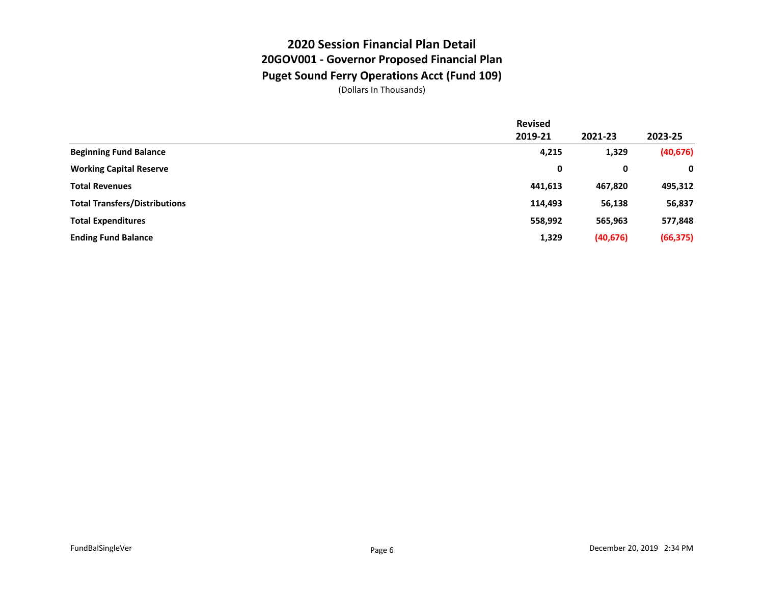# 2020 Session Financial Plan Detail

## 20GOV001 - Governor Proposed Financial Plan

## Puget Sound Ferry Operations Acct (Fund 109)

(Dollars In Thousands)

| | Revised 2019-21 | 2021-23 | 2023-25 |
|---|---|---|---|
| **Beginning Fund Balance** | **4,215** | **1,329** | **(40,676)** |
| **Working Capital Reserve** | **0** | **0** | **0** |
| **Total Revenues** | **441,613** | **467,820** | **495,312** |
| **Total Transfers/Distributions** | **114,493** | **56,138** | **56,837** |
| **Total Expenditures** | **558,992** | **565,963** | **577,848** |
| **Ending Fund Balance** | **1,329** | **(40,676)** | **(66,375)** |

FundBalSingleVer

December 20, 2019 2:34 PM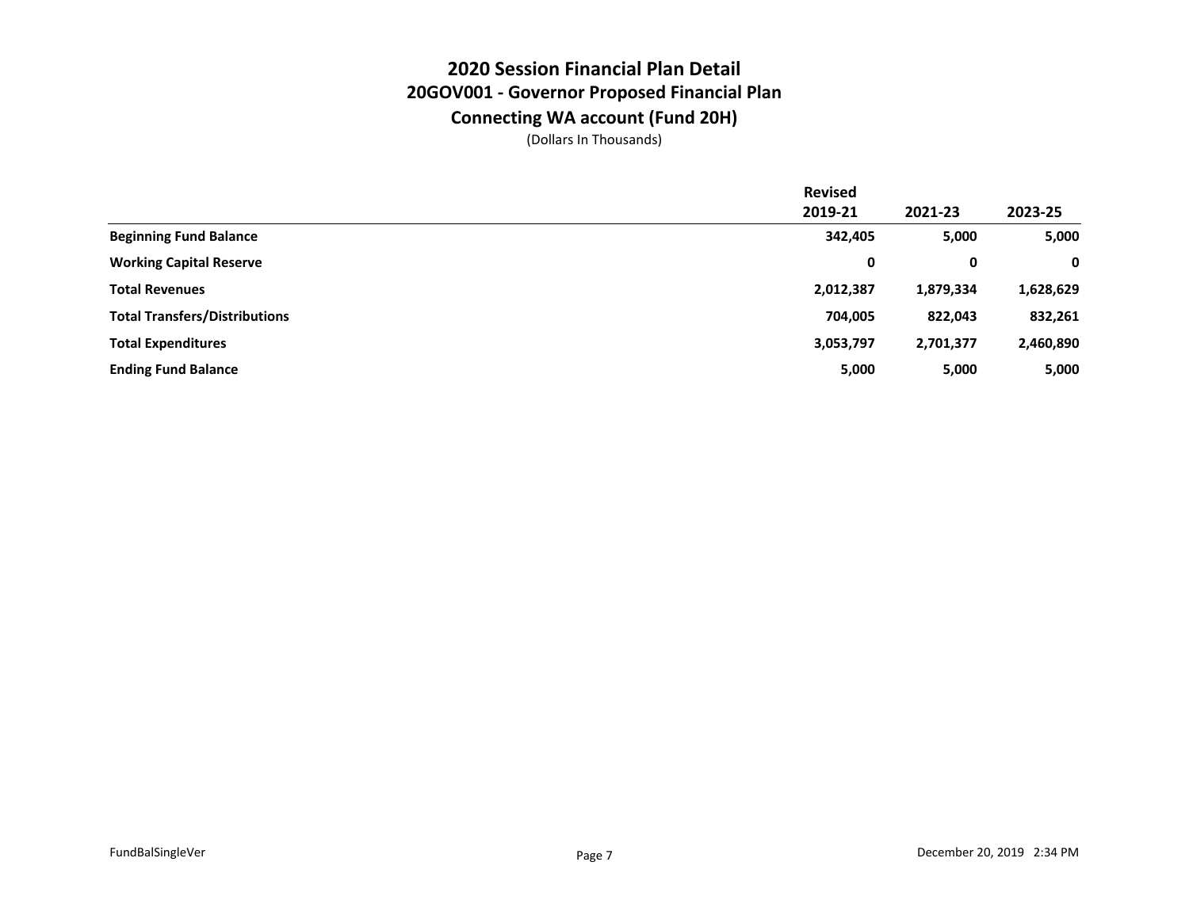# 2020 Session Financial Plan Detail
## 20GOV001 - Governor Proposed Financial Plan
## Connecting WA account (Fund 20H)

(Dollars In Thousands)

| | Revised 2019-21 | 2021-23 | 2023-25 |
|---|---|---|---|
| **Beginning Fund Balance** | **342,405** | **5,000** | **5,000** |
| **Working Capital Reserve** | **0** | **0** | **0** |
| **Total Revenues** | **2,012,387** | **1,879,334** | **1,628,629** |
| **Total Transfers/Distributions** | **704,005** | **822,043** | **832,261** |
| **Total Expenditures** | **3,053,797** | **2,701,377** | **2,460,890** |
| **Ending Fund Balance** | **5,000** | **5,000** | **5,000** |

FundBalSingleVer

December 20, 2019 2:34 PM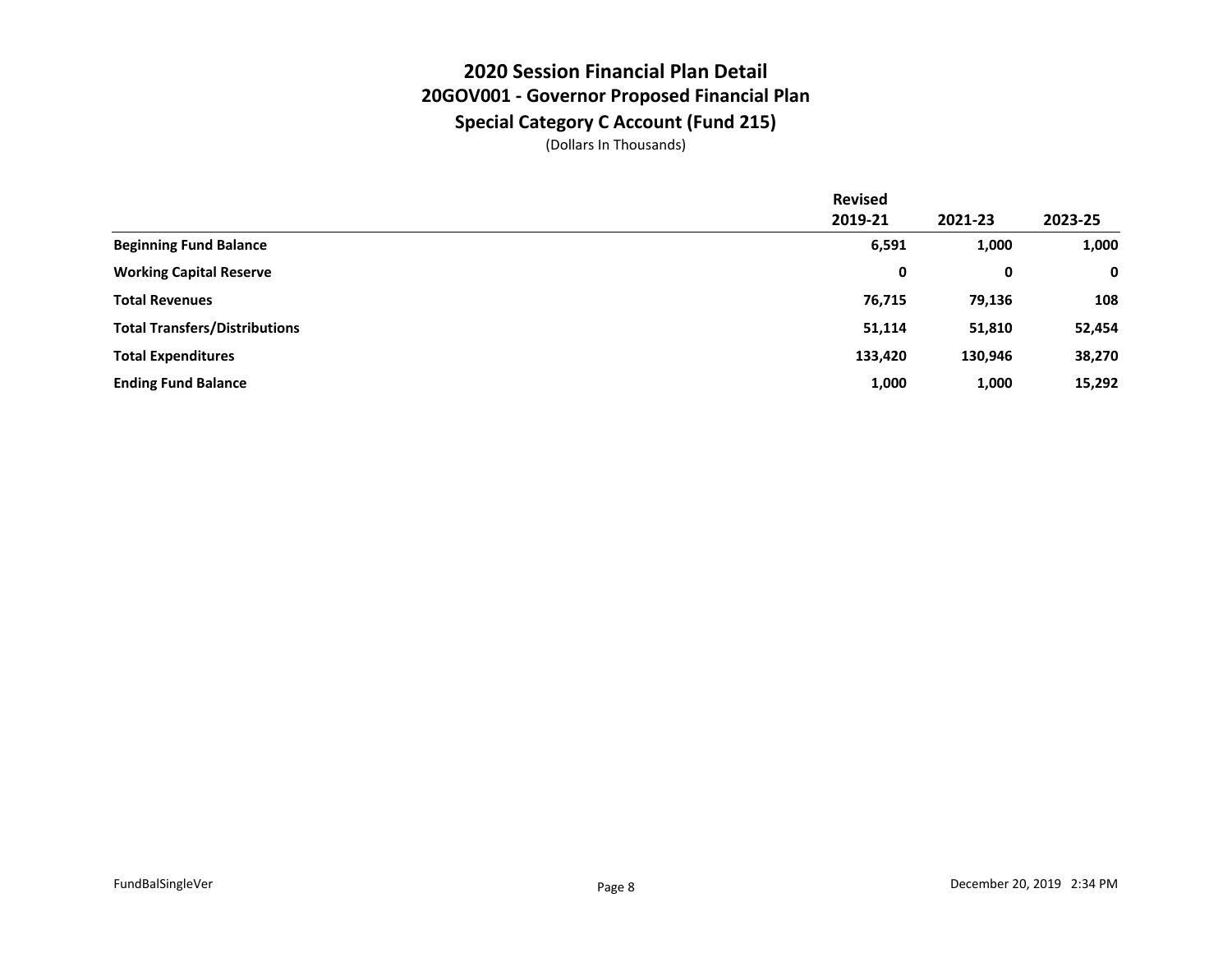# 2020 Session Financial Plan Detail
## 20GOV001 - Governor Proposed Financial Plan
## Special Category C Account (Fund 215)
(Dollars In Thousands)

| | Revised 2019-21 | 2021-23 | 2023-25 |
|---|---|---|---|
| **Beginning Fund Balance** | **6,591** | **1,000** | **1,000** |
| **Working Capital Reserve** | **0** | **0** | **0** |
| **Total Revenues** | **76,715** | **79,136** | **108** |
| **Total Transfers/Distributions** | **51,114** | **51,810** | **52,454** |
| **Total Expenditures** | **133,420** | **130,946** | **38,270** |
| **Ending Fund Balance** | **1,000** | **1,000** | **15,292** |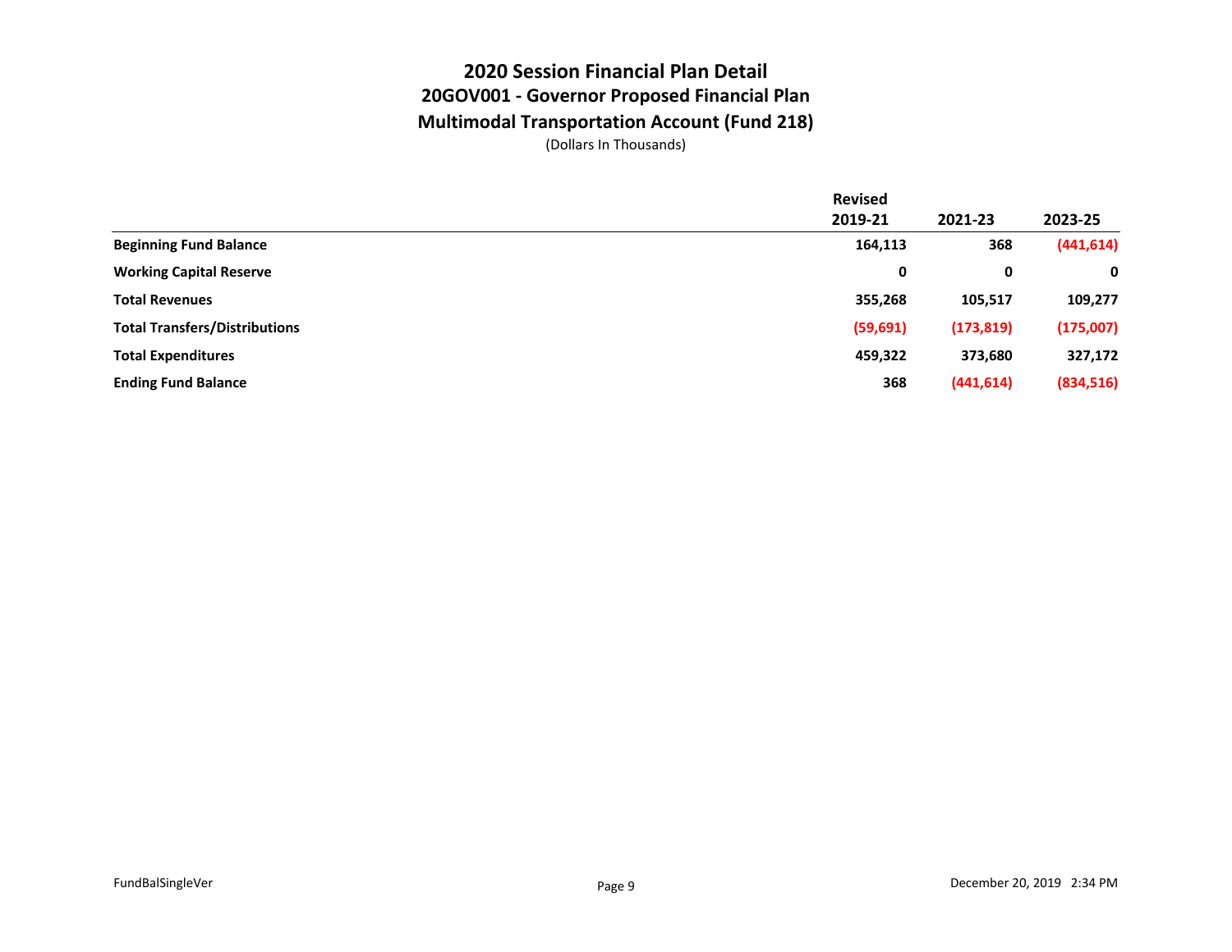# 2020 Session Financial Plan Detail
## 20GOV001 - Governor Proposed Financial Plan
## Multimodal Transportation Account (Fund 218)

(Dollars In Thousands)

| | Revised 2019-21 | 2021-23 | 2023-25 |
|---|---|---|---|
| **Beginning Fund Balance** | **164,113** | **368** | **(441,614)** |
| **Working Capital Reserve** | **0** | **0** | **0** |
| **Total Revenues** | **355,268** | **105,517** | **109,277** |
| **Total Transfers/Distributions** | **(59,691)** | **(173,819)** | **(175,007)** |
| **Total Expenditures** | **459,322** | **373,680** | **327,172** |
| **Ending Fund Balance** | **368** | **(441,614)** | **(834,516)** |

FundBalSingleVer

December 20, 2019 2:34 PM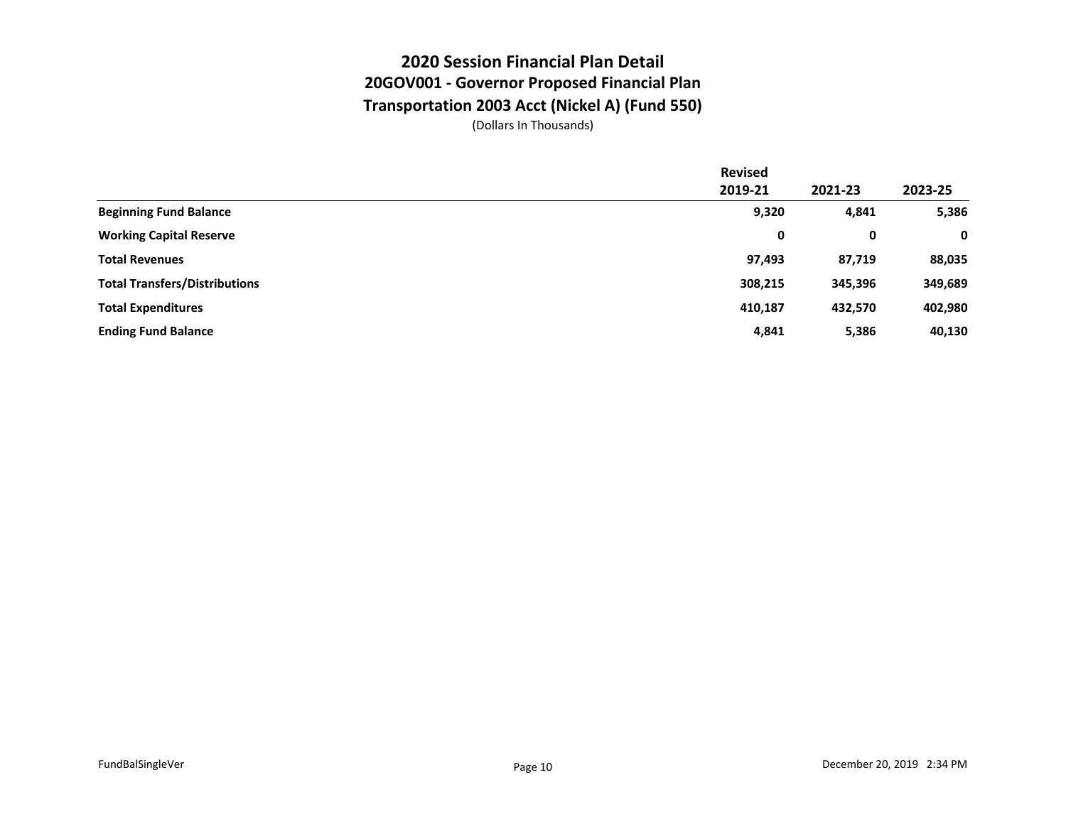# 2020 Session Financial Plan Detail

## 20GOV001 - Governor Proposed Financial Plan

## Transportation 2003 Acct (Nickel A) (Fund 550)

(Dollars In Thousands)

| | Revised 2019-21 | 2021-23 | 2023-25 |
|---|---|---|---|
| **Beginning Fund Balance** | **9,320** | **4,841** | **5,386** |
| **Working Capital Reserve** | **0** | **0** | **0** |
| **Total Revenues** | **97,493** | **87,719** | **88,035** |
| **Total Transfers/Distributions** | **308,215** | **345,396** | **349,689** |
| **Total Expenditures** | **410,187** | **432,570** | **402,980** |
| **Ending Fund Balance** | **4,841** | **5,386** | **40,130** |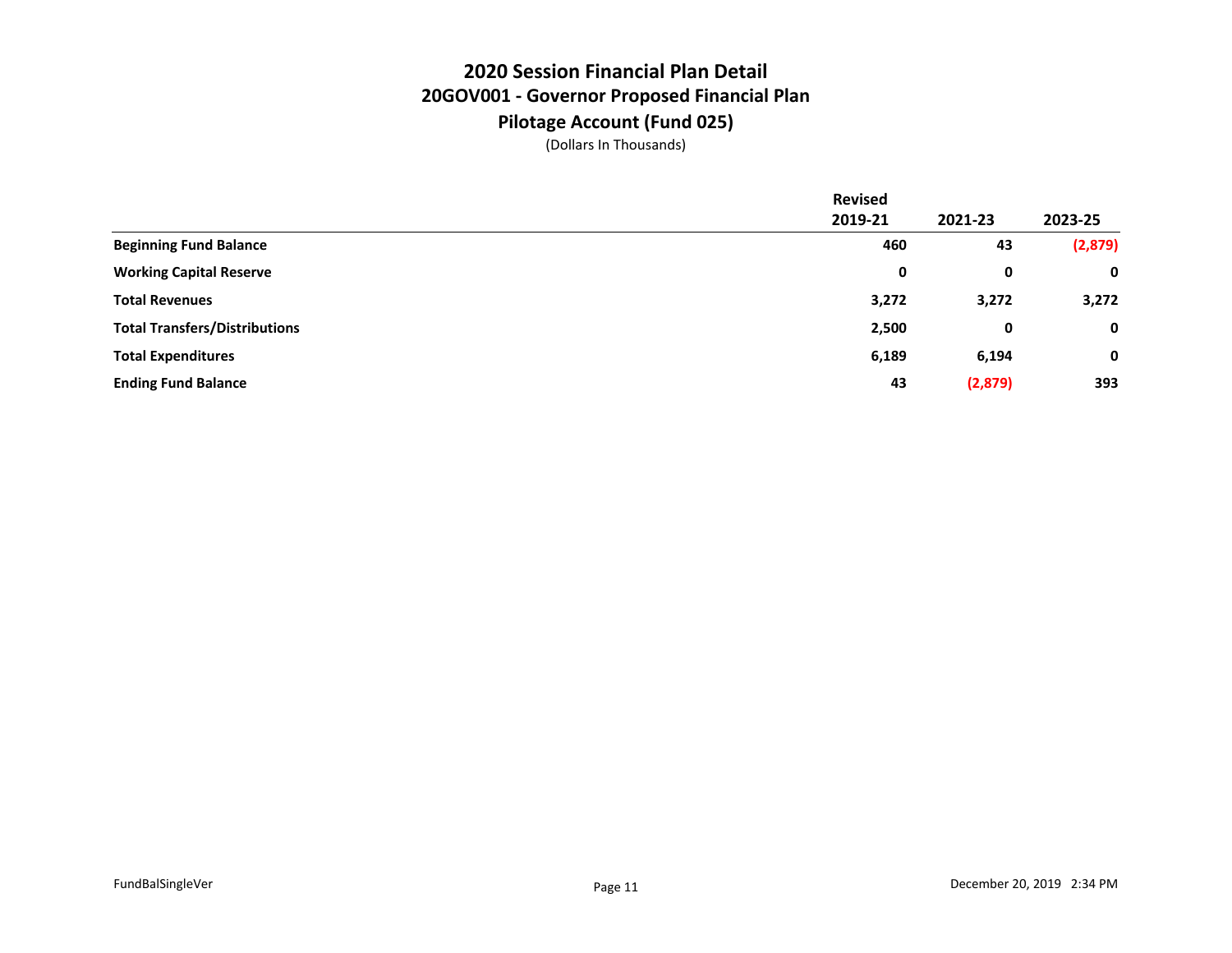# 2020 Session Financial Plan Detail

## 20GOV001 - Governor Proposed Financial Plan

## Pilotage Account (Fund 025)

(Dollars In Thousands)

| | Revised 2019-21 | 2021-23 | 2023-25 |
|---|---|---|---|
| **Beginning Fund Balance** | **460** | **43** | **(2,879)** |
| **Working Capital Reserve** | **0** | **0** | **0** |
| **Total Revenues** | **3,272** | **3,272** | **3,272** |
| **Total Transfers/Distributions** | **2,500** | **0** | **0** |
| **Total Expenditures** | **6,189** | **6,194** | **0** |
| **Ending Fund Balance** | **43** | **(2,879)** | **393** |

FundBalSingleVer

December 20, 2019 2:34 PM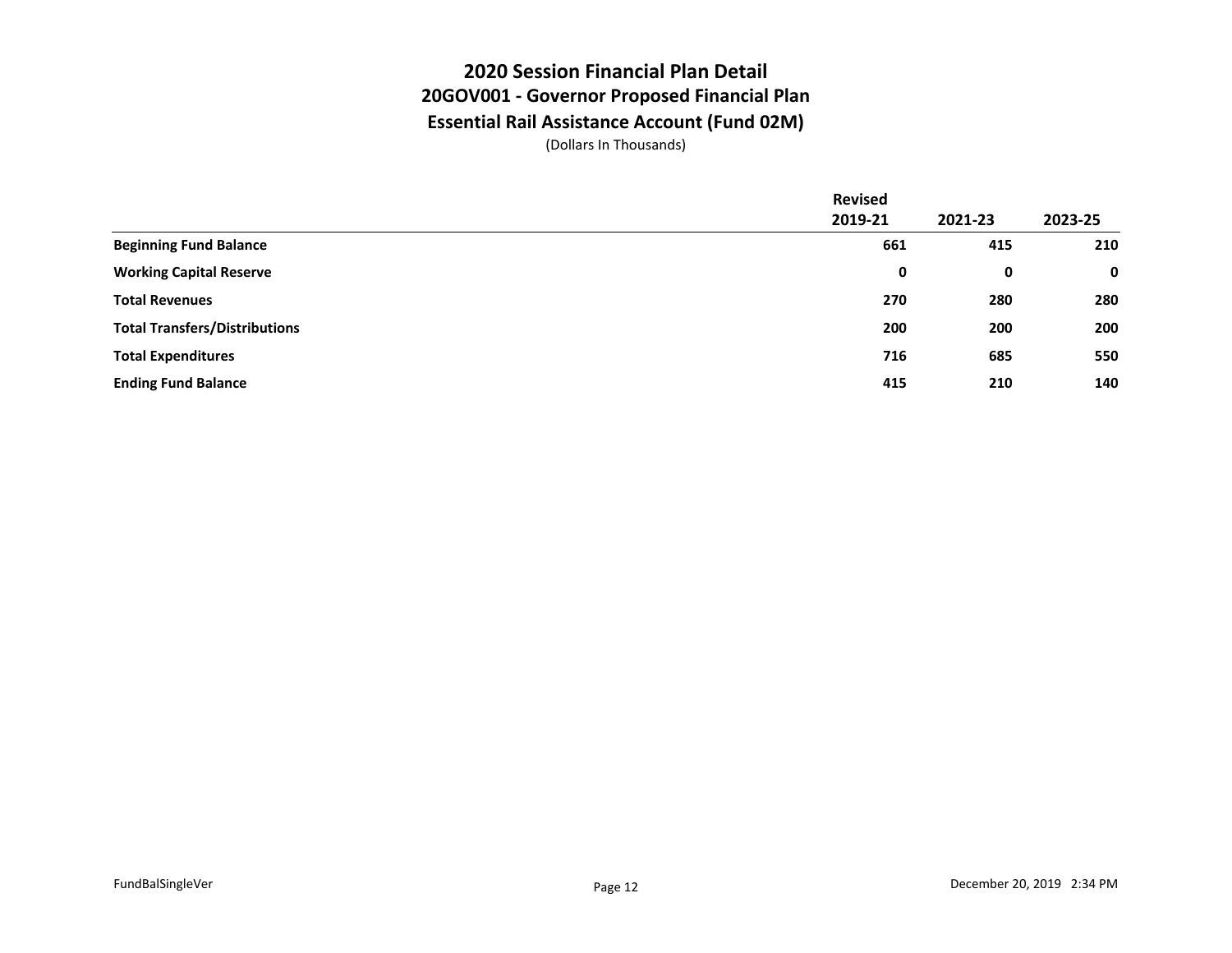# 2020 Session Financial Plan Detail

## 20GOV001 - Governor Proposed Financial Plan

## Essential Rail Assistance Account (Fund 02M)

(Dollars In Thousands)

| | Revised 2019-21 | 2021-23 | 2023-25 |
|---|---|---|---|
| **Beginning Fund Balance** | **661** | **415** | **210** |
| **Working Capital Reserve** | **0** | **0** | **0** |
| **Total Revenues** | **270** | **280** | **280** |
| **Total Transfers/Distributions** | **200** | **200** | **200** |
| **Total Expenditures** | **716** | **685** | **550** |
| **Ending Fund Balance** | **415** | **210** | **140** |

FundBalSingleVer

December 20, 2019 2:34 PM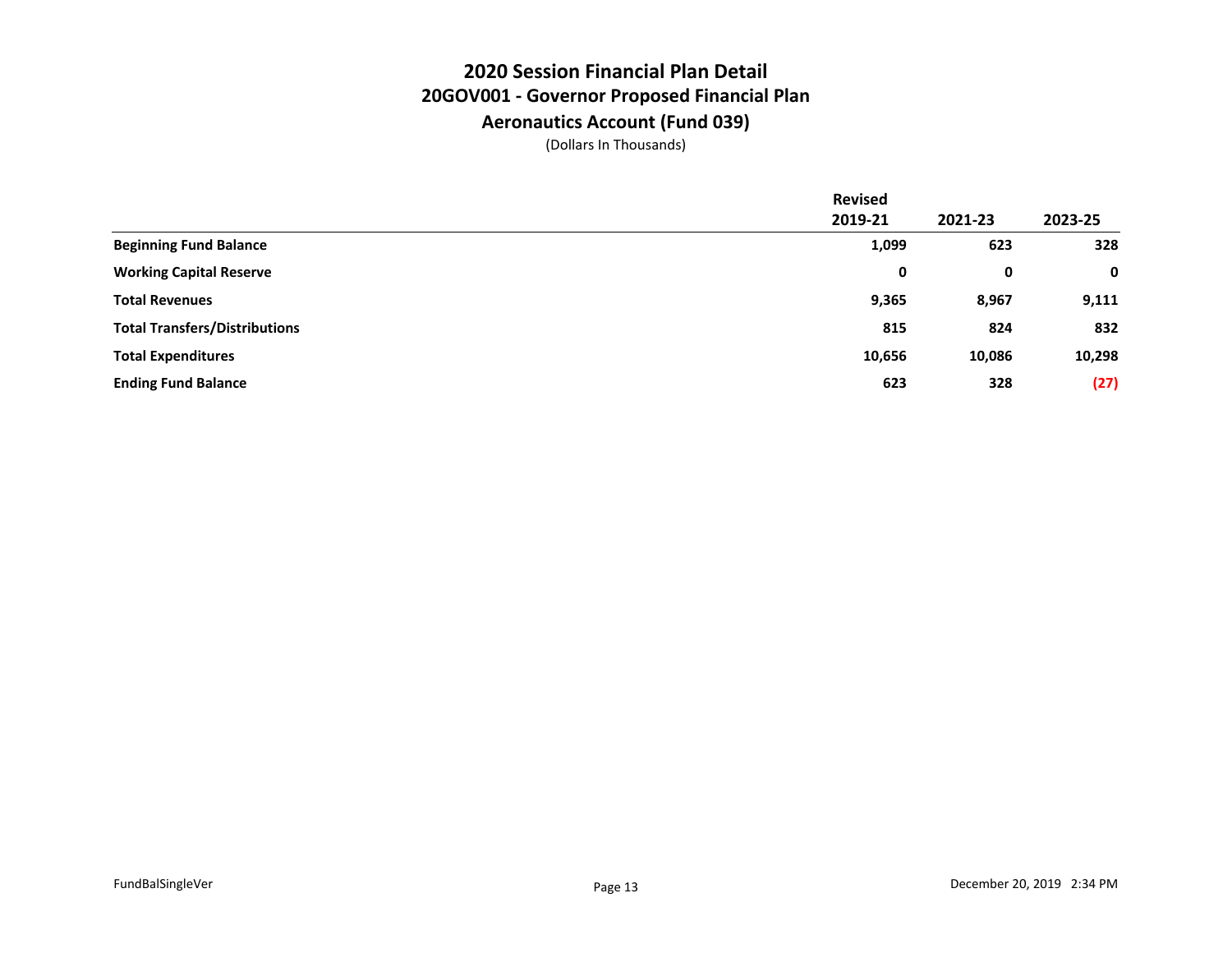# 2020 Session Financial Plan Detail
## 20GOV001 - Governor Proposed Financial Plan
## Aeronautics Account (Fund 039)

(Dollars In Thousands)

| | Revised 2019-21 | 2021-23 | 2023-25 |
|---|---|---|---|
| **Beginning Fund Balance** | **1,099** | **623** | **328** |
| **Working Capital Reserve** | **0** | **0** | **0** |
| **Total Revenues** | **9,365** | **8,967** | **9,111** |
| **Total Transfers/Distributions** | **815** | **824** | **832** |
| **Total Expenditures** | **10,656** | **10,086** | **10,298** |
| **Ending Fund Balance** | **623** | **328** | **(27)** |

FundBalSingleVer

December 20, 2019 2:34 PM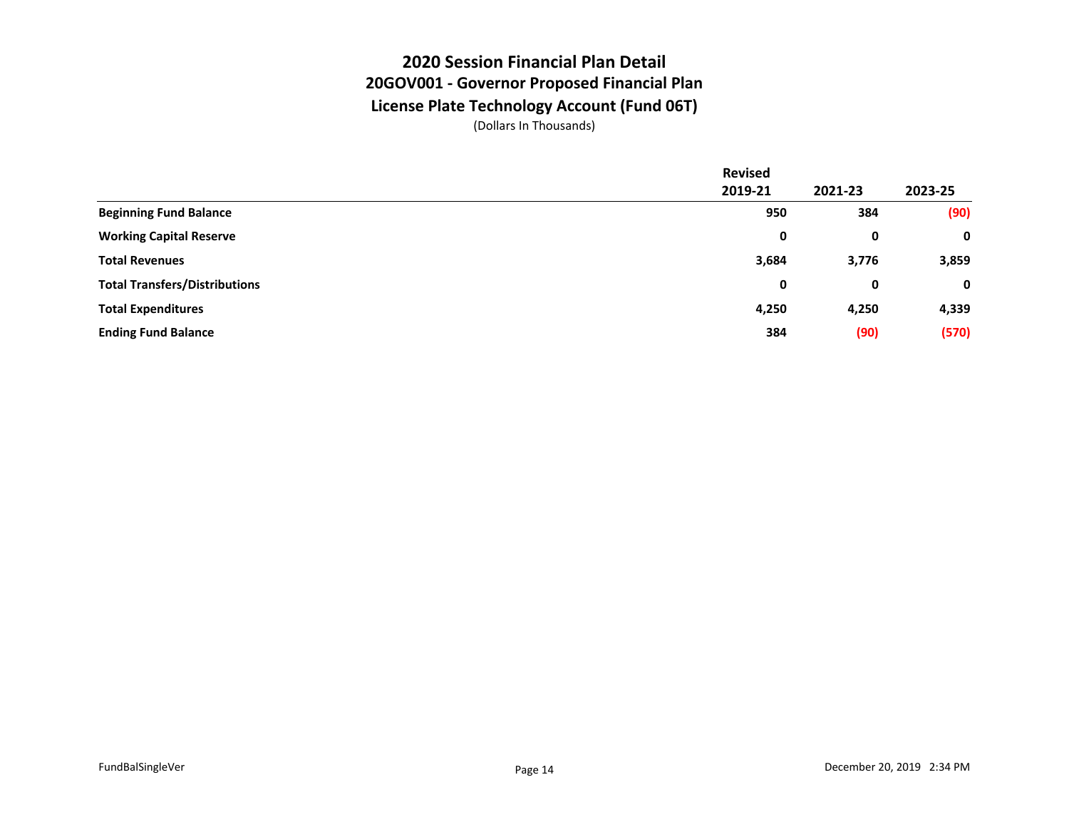# 2020 Session Financial Plan Detail

## 20GOV001 - Governor Proposed Financial Plan

## License Plate Technology Account (Fund 06T)

(Dollars In Thousands)

| | Revised 2019-21 | 2021-23 | 2023-25 |
|---|---|---|---|
| **Beginning Fund Balance** | **950** | **384** | **(90)** |
| **Working Capital Reserve** | **0** | **0** | **0** |
| **Total Revenues** | **3,684** | **3,776** | **3,859** |
| **Total Transfers/Distributions** | **0** | **0** | **0** |
| **Total Expenditures** | **4,250** | **4,250** | **4,339** |
| **Ending Fund Balance** | **384** | **(90)** | **(570)** |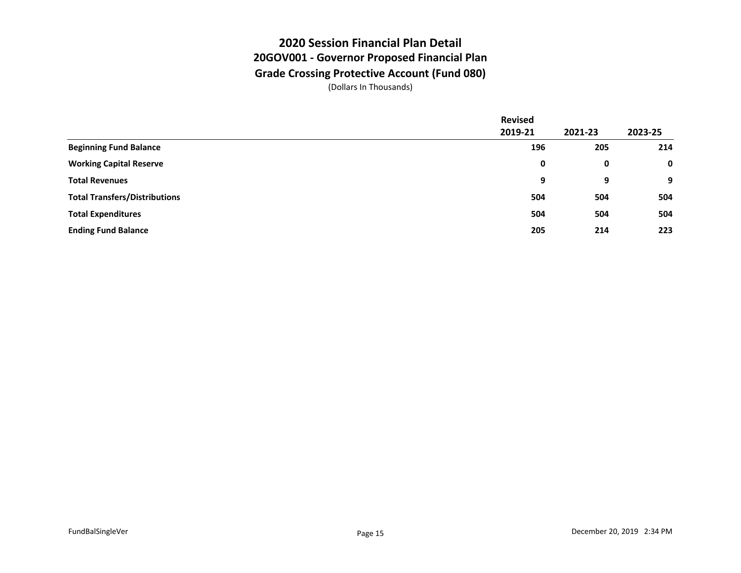# 2020 Session Financial Plan Detail

## 20GOV001 - Governor Proposed Financial Plan

## Grade Crossing Protective Account (Fund 080)

(Dollars In Thousands)

| | Revised 2019-21 | 2021-23 | 2023-25 |
|---|---|---|---|
| **Beginning Fund Balance** | **196** | **205** | **214** |
| **Working Capital Reserve** | **0** | **0** | **0** |
| **Total Revenues** | **9** | **9** | **9** |
| **Total Transfers/Distributions** | **504** | **504** | **504** |
| **Total Expenditures** | **504** | **504** | **504** |
| **Ending Fund Balance** | **205** | **214** | **223** |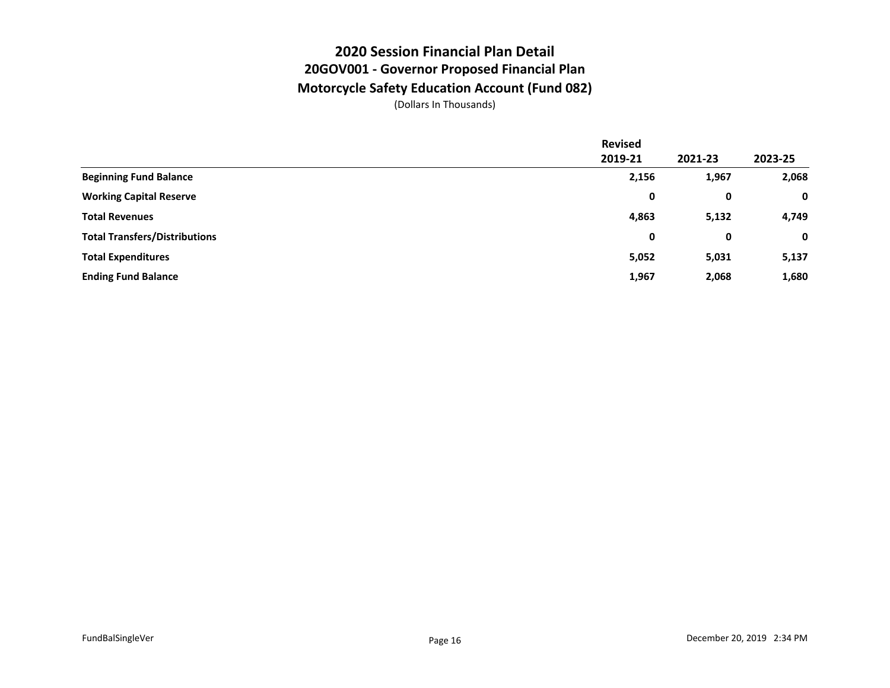# 2020 Session Financial Plan Detail

## 20GOV001 - Governor Proposed Financial Plan

## Motorcycle Safety Education Account (Fund 082)

(Dollars In Thousands)

| | Revised 2019-21 | 2021-23 | 2023-25 |
|---|---|---|---|
| **Beginning Fund Balance** | **2,156** | **1,967** | **2,068** |
| **Working Capital Reserve** | **0** | **0** | **0** |
| **Total Revenues** | **4,863** | **5,132** | **4,749** |
| **Total Transfers/Distributions** | **0** | **0** | **0** |
| **Total Expenditures** | **5,052** | **5,031** | **5,137** |
| **Ending Fund Balance** | **1,967** | **2,068** | **1,680** |

FundBalSingleVer December 20, 2019 2:34 PM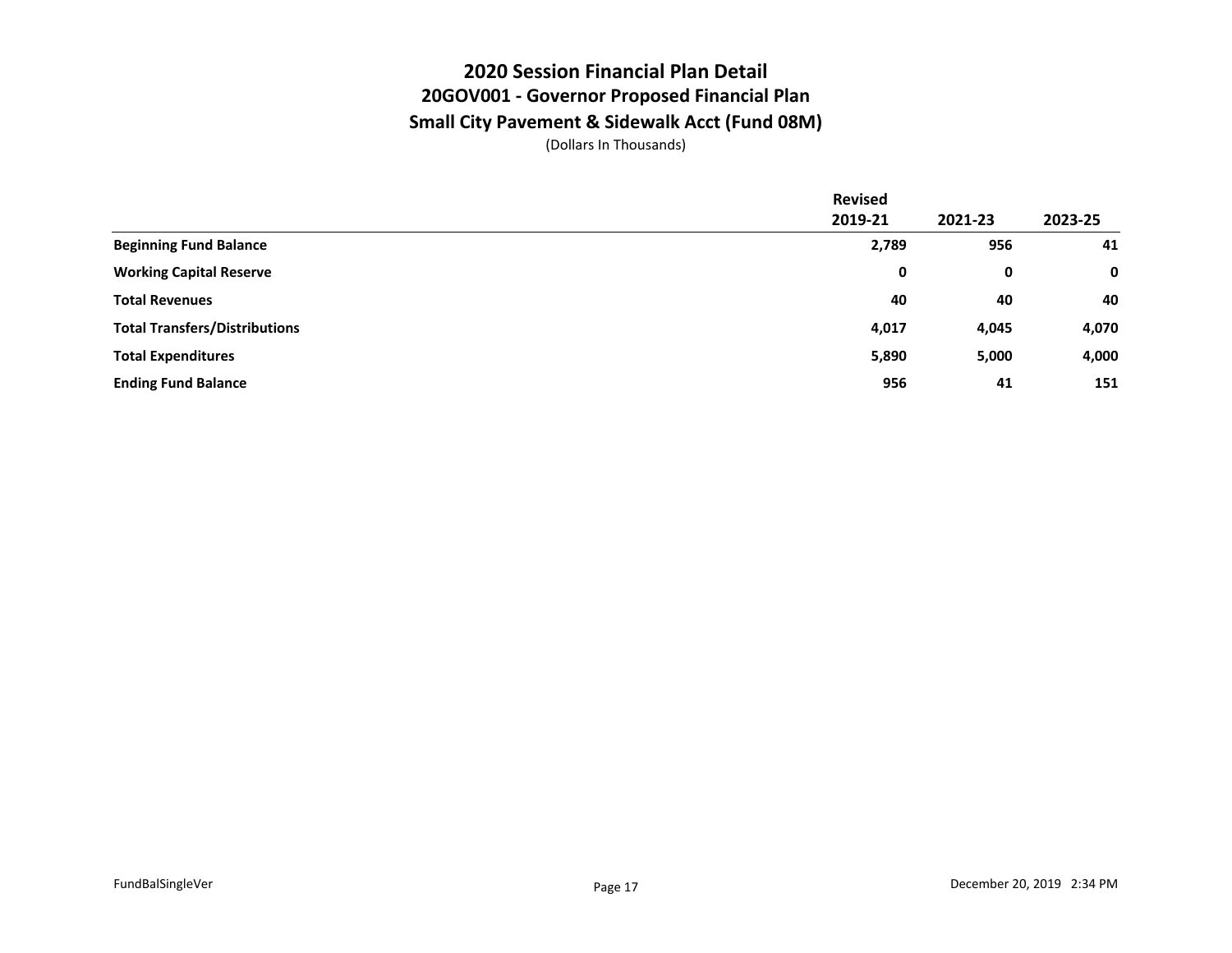# 2020 Session Financial Plan Detail

## 20GOV001 - Governor Proposed Financial Plan

## Small City Pavement & Sidewalk Acct (Fund 08M)

(Dollars In Thousands)

| | Revised 2019-21 | 2021-23 | 2023-25 |
|---|---|---|---|
| **Beginning Fund Balance** | **2,789** | **956** | **41** |
| **Working Capital Reserve** | **0** | **0** | **0** |
| **Total Revenues** | **40** | **40** | **40** |
| **Total Transfers/Distributions** | **4,017** | **4,045** | **4,070** |
| **Total Expenditures** | **5,890** | **5,000** | **4,000** |
| **Ending Fund Balance** | **956** | **41** | **151** |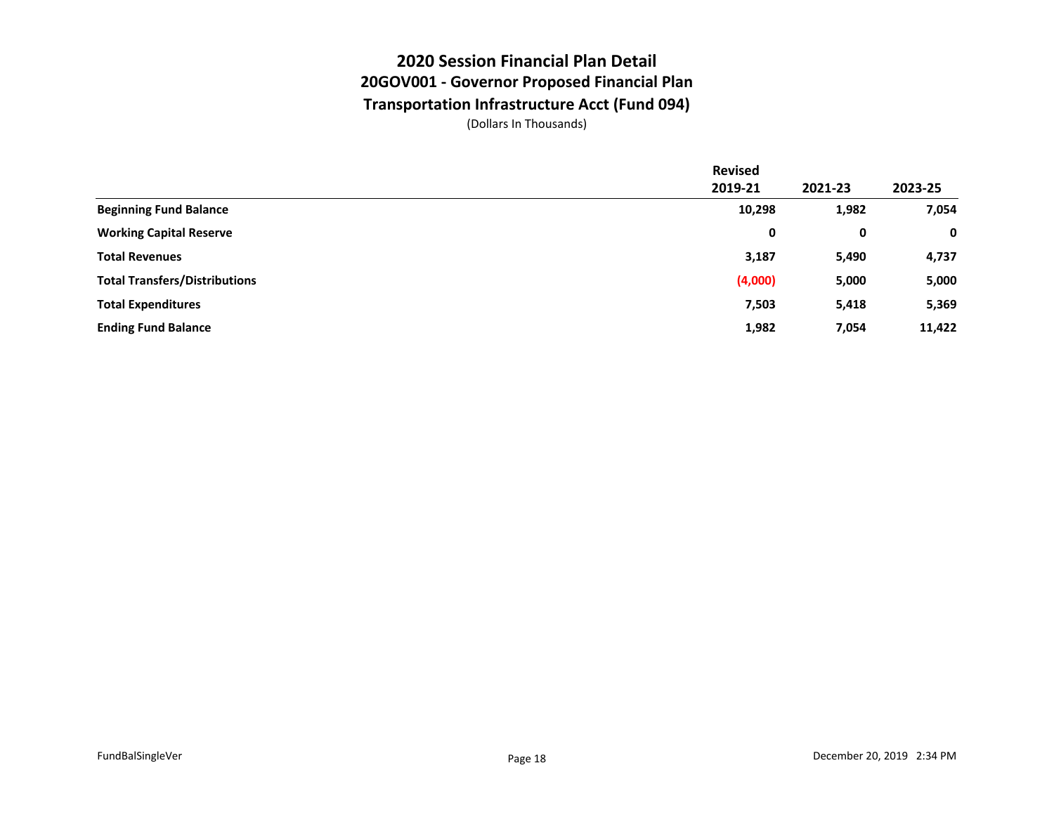# 2020 Session Financial Plan Detail

## 20GOV001 - Governor Proposed Financial Plan

## Transportation Infrastructure Acct (Fund 094)

(Dollars In Thousands)

| | Revised 2019-21 | 2021-23 | 2023-25 |
|---|---|---|---|
| **Beginning Fund Balance** | **10,298** | **1,982** | **7,054** |
| **Working Capital Reserve** | **0** | **0** | **0** |
| **Total Revenues** | **3,187** | **5,490** | **4,737** |
| **Total Transfers/Distributions** | **(4,000)** | **5,000** | **5,000** |
| **Total Expenditures** | **7,503** | **5,418** | **5,369** |
| **Ending Fund Balance** | **1,982** | **7,054** | **11,422** |

FundBalSingleVer

December 20, 2019 2:34 PM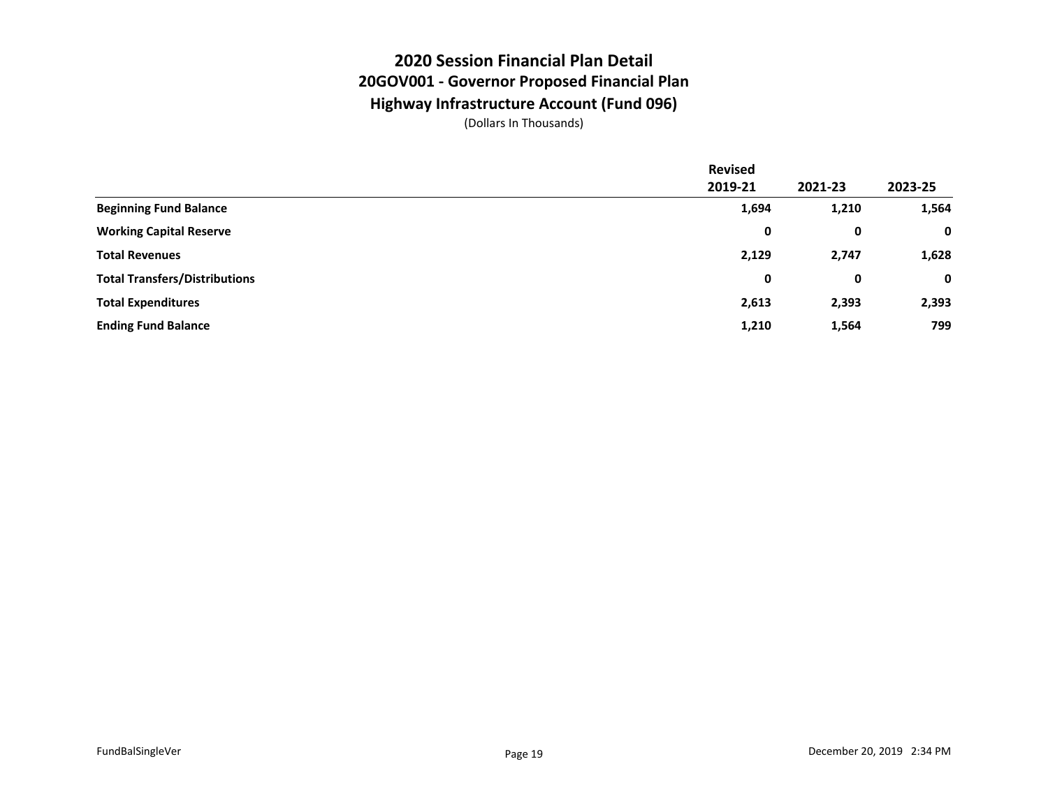# 2020 Session Financial Plan Detail

## 20GOV001 - Governor Proposed Financial Plan

## Highway Infrastructure Account (Fund 096)

(Dollars In Thousands)

| | Revised 2019-21 | 2021-23 | 2023-25 |
|---|---|---|---|
| **Beginning Fund Balance** | **1,694** | **1,210** | **1,564** |
| **Working Capital Reserve** | **0** | **0** | **0** |
| **Total Revenues** | **2,129** | **2,747** | **1,628** |
| **Total Transfers/Distributions** | **0** | **0** | **0** |
| **Total Expenditures** | **2,613** | **2,393** | **2,393** |
| **Ending Fund Balance** | **1,210** | **1,564** | **799** |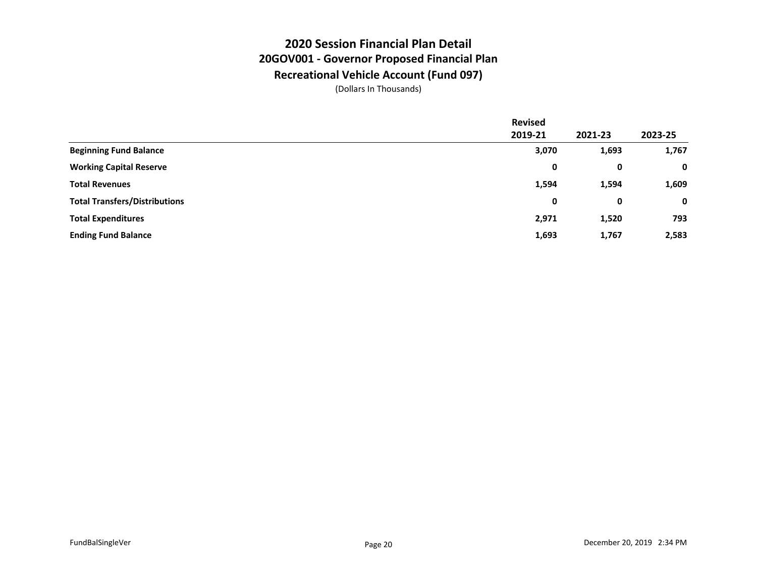# 2020 Session Financial Plan Detail

## 20GOV001 - Governor Proposed Financial Plan

## Recreational Vehicle Account (Fund 097)

(Dollars In Thousands)

| | Revised 2019-21 | 2021-23 | 2023-25 |
|---|---|---|---|
| **Beginning Fund Balance** | **3,070** | **1,693** | **1,767** |
| **Working Capital Reserve** | **0** | **0** | **0** |
| **Total Revenues** | **1,594** | **1,594** | **1,609** |
| **Total Transfers/Distributions** | **0** | **0** | **0** |
| **Total Expenditures** | **2,971** | **1,520** | **793** |
| **Ending Fund Balance** | **1,693** | **1,767** | **2,583** |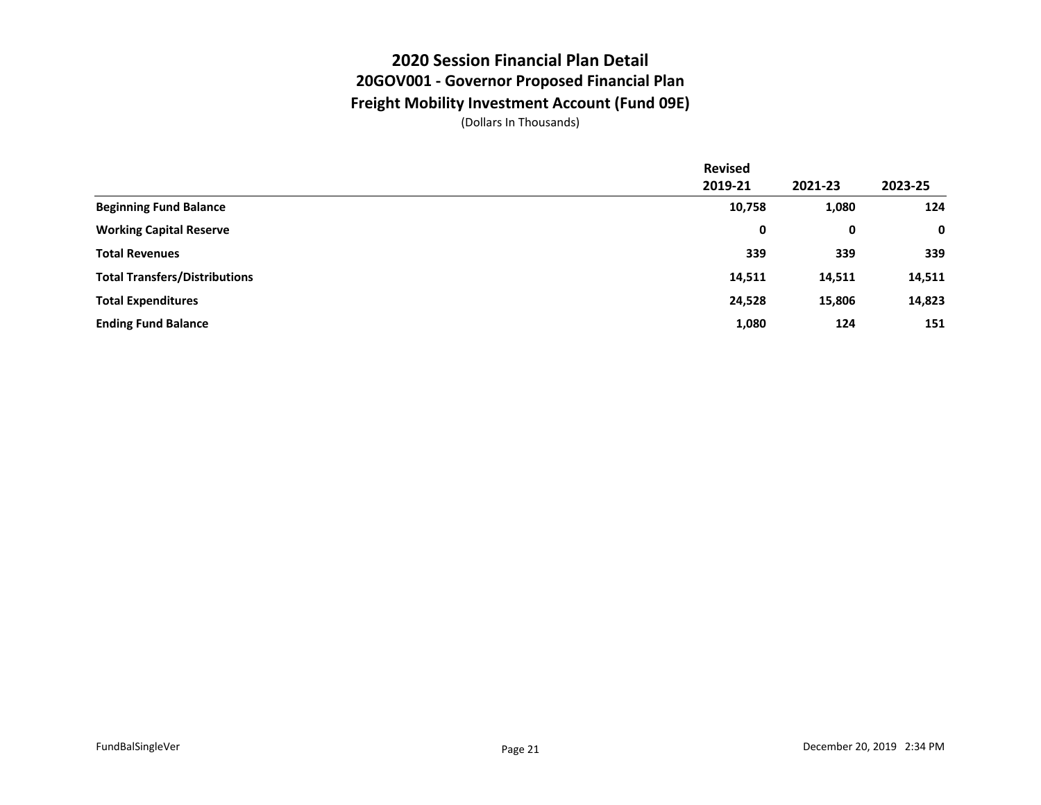# 2020 Session Financial Plan Detail

## 20GOV001 - Governor Proposed Financial Plan

## Freight Mobility Investment Account (Fund 09E)

(Dollars In Thousands)

| | Revised 2019-21 | 2021-23 | 2023-25 |
|---|---|---|---|
| **Beginning Fund Balance** | **10,758** | **1,080** | **124** |
| **Working Capital Reserve** | **0** | **0** | **0** |
| **Total Revenues** | **339** | **339** | **339** |
| **Total Transfers/Distributions** | **14,511** | **14,511** | **14,511** |
| **Total Expenditures** | **24,528** | **15,806** | **14,823** |
| **Ending Fund Balance** | **1,080** | **124** | **151** |

FundBalSingleVer

December 20, 2019 2:34 PM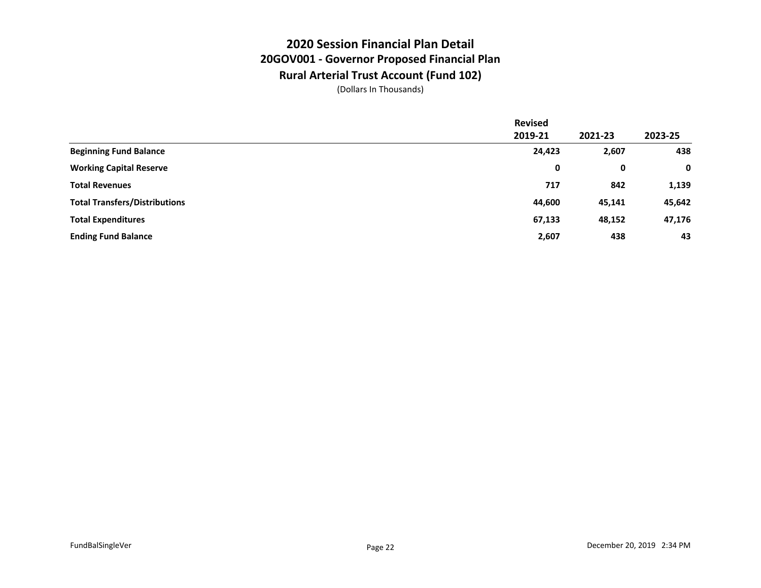# 2020 Session Financial Plan Detail

## 20GOV001 - Governor Proposed Financial Plan

## Rural Arterial Trust Account (Fund 102)

(Dollars In Thousands)

| | Revised 2019-21 | 2021-23 | 2023-25 |
|---|---|---|---|
| **Beginning Fund Balance** | **24,423** | **2,607** | **438** |
| **Working Capital Reserve** | **0** | **0** | **0** |
| **Total Revenues** | **717** | **842** | **1,139** |
| **Total Transfers/Distributions** | **44,600** | **45,141** | **45,642** |
| **Total Expenditures** | **67,133** | **48,152** | **47,176** |
| **Ending Fund Balance** | **2,607** | **438** | **43** |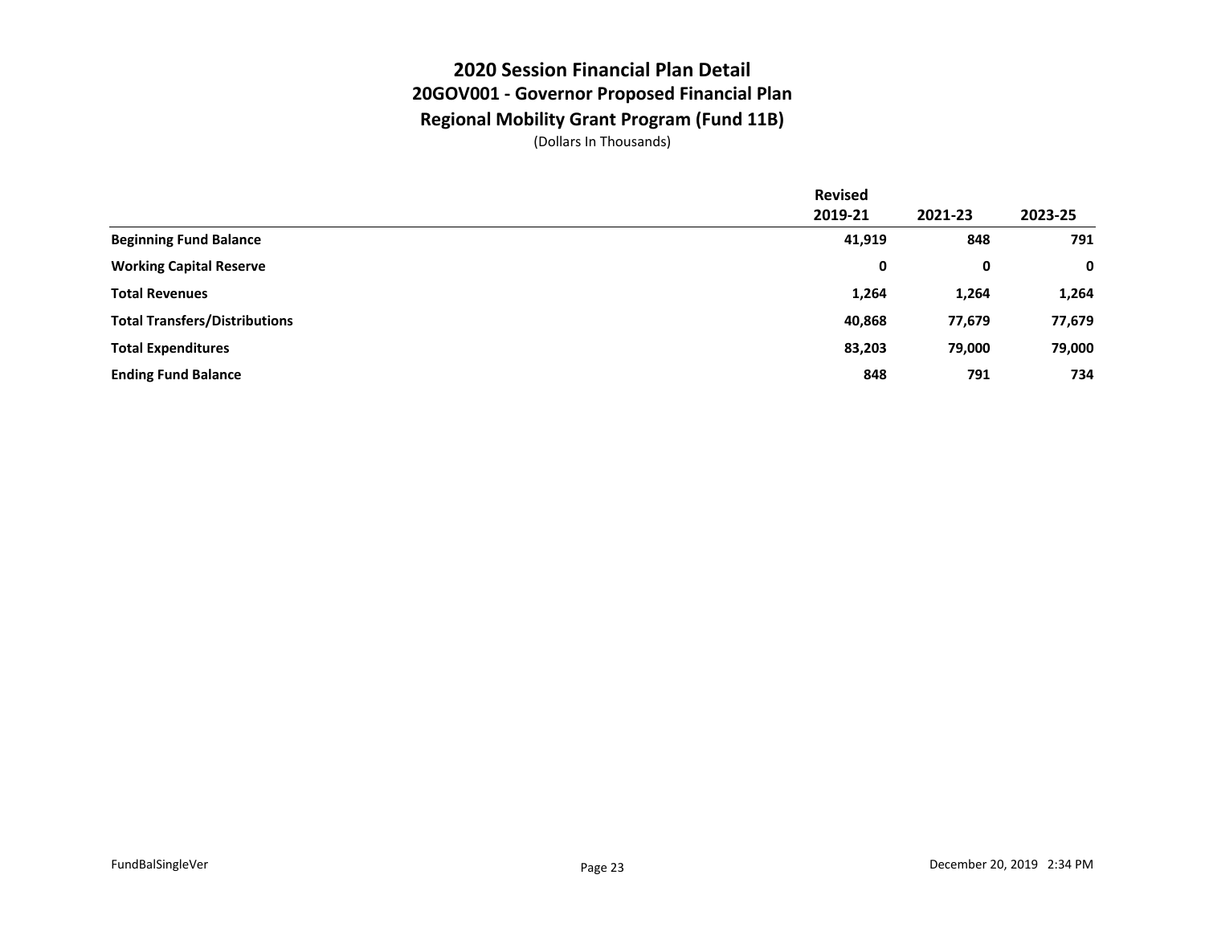# 2020 Session Financial Plan Detail

## 20GOV001 - Governor Proposed Financial Plan

## Regional Mobility Grant Program (Fund 11B)

(Dollars In Thousands)

| | Revised 2019-21 | 2021-23 | 2023-25 |
|---|---|---|---|
| **Beginning Fund Balance** | **41,919** | **848** | **791** |
| **Working Capital Reserve** | **0** | **0** | **0** |
| **Total Revenues** | **1,264** | **1,264** | **1,264** |
| **Total Transfers/Distributions** | **40,868** | **77,679** | **77,679** |
| **Total Expenditures** | **83,203** | **79,000** | **79,000** |
| **Ending Fund Balance** | **848** | **791** | **734** |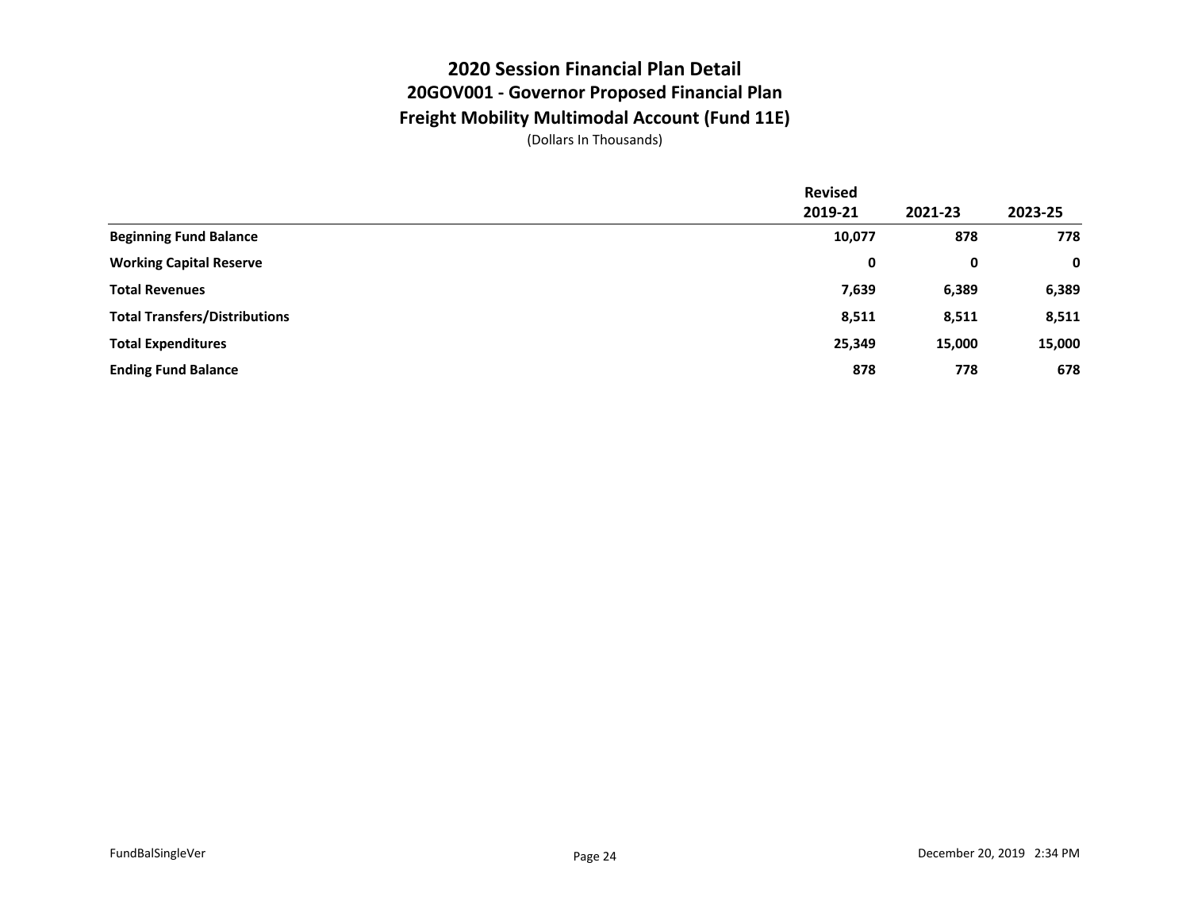# 2020 Session Financial Plan Detail

## 20GOV001 - Governor Proposed Financial Plan

## Freight Mobility Multimodal Account (Fund 11E)

(Dollars In Thousands)

| | Revised 2019-21 | 2021-23 | 2023-25 |
|---|---|---|---|
| **Beginning Fund Balance** | **10,077** | **878** | **778** |
| **Working Capital Reserve** | **0** | **0** | **0** |
| **Total Revenues** | **7,639** | **6,389** | **6,389** |
| **Total Transfers/Distributions** | **8,511** | **8,511** | **8,511** |
| **Total Expenditures** | **25,349** | **15,000** | **15,000** |
| **Ending Fund Balance** | **878** | **778** | **678** |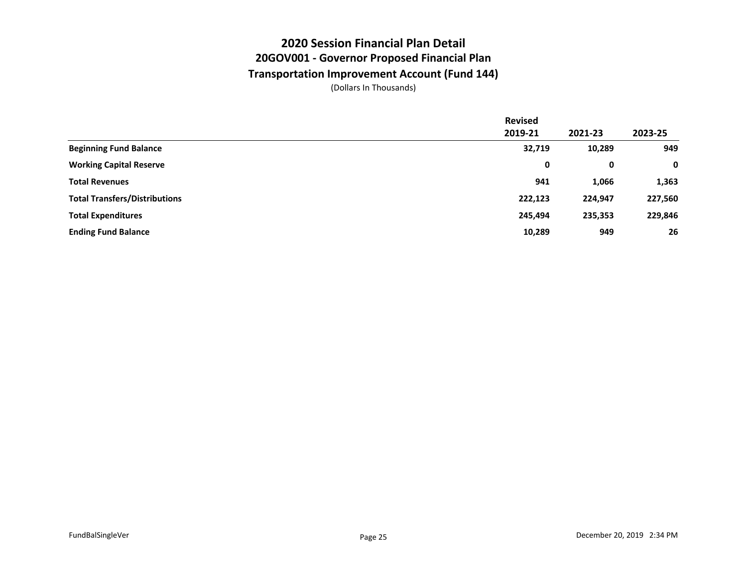# 2020 Session Financial Plan Detail

## 20GOV001 - Governor Proposed Financial Plan

## Transportation Improvement Account (Fund 144)

(Dollars In Thousands)

| | Revised 2019-21 | 2021-23 | 2023-25 |
|---|---|---|---|
| **Beginning Fund Balance** | **32,719** | **10,289** | **949** |
| **Working Capital Reserve** | **0** | **0** | **0** |
| **Total Revenues** | **941** | **1,066** | **1,363** |
| **Total Transfers/Distributions** | **222,123** | **224,947** | **227,560** |
| **Total Expenditures** | **245,494** | **235,353** | **229,846** |
| **Ending Fund Balance** | **10,289** | **949** | **26** |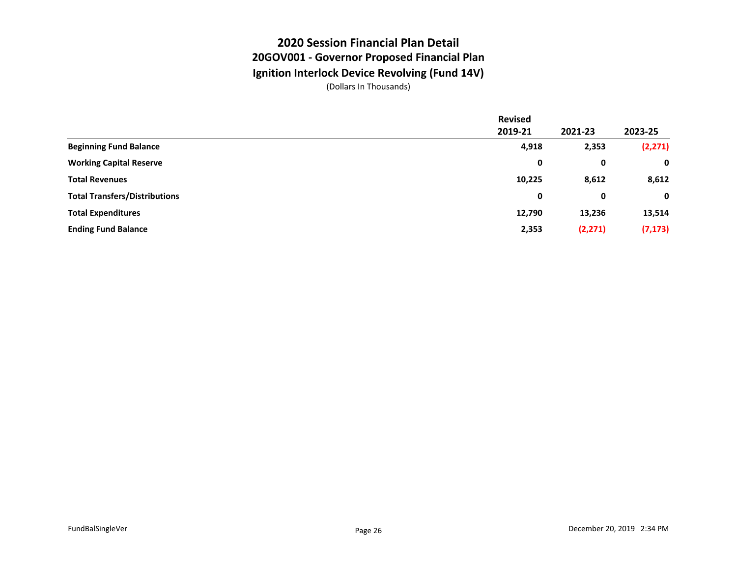# 2020 Session Financial Plan Detail

## 20GOV001 - Governor Proposed Financial Plan

## Ignition Interlock Device Revolving (Fund 14V)

(Dollars In Thousands)

| | Revised 2019-21 | 2021-23 | 2023-25 |
|---|---|---|---|
| **Beginning Fund Balance** | **4,918** | **2,353** | **(2,271)** |
| **Working Capital Reserve** | **0** | **0** | **0** |
| **Total Revenues** | **10,225** | **8,612** | **8,612** |
| **Total Transfers/Distributions** | **0** | **0** | **0** |
| **Total Expenditures** | **12,790** | **13,236** | **13,514** |
| **Ending Fund Balance** | **2,353** | **(2,271)** | **(7,173)** |

FundBalSingleVer

December 20, 2019 2:34 PM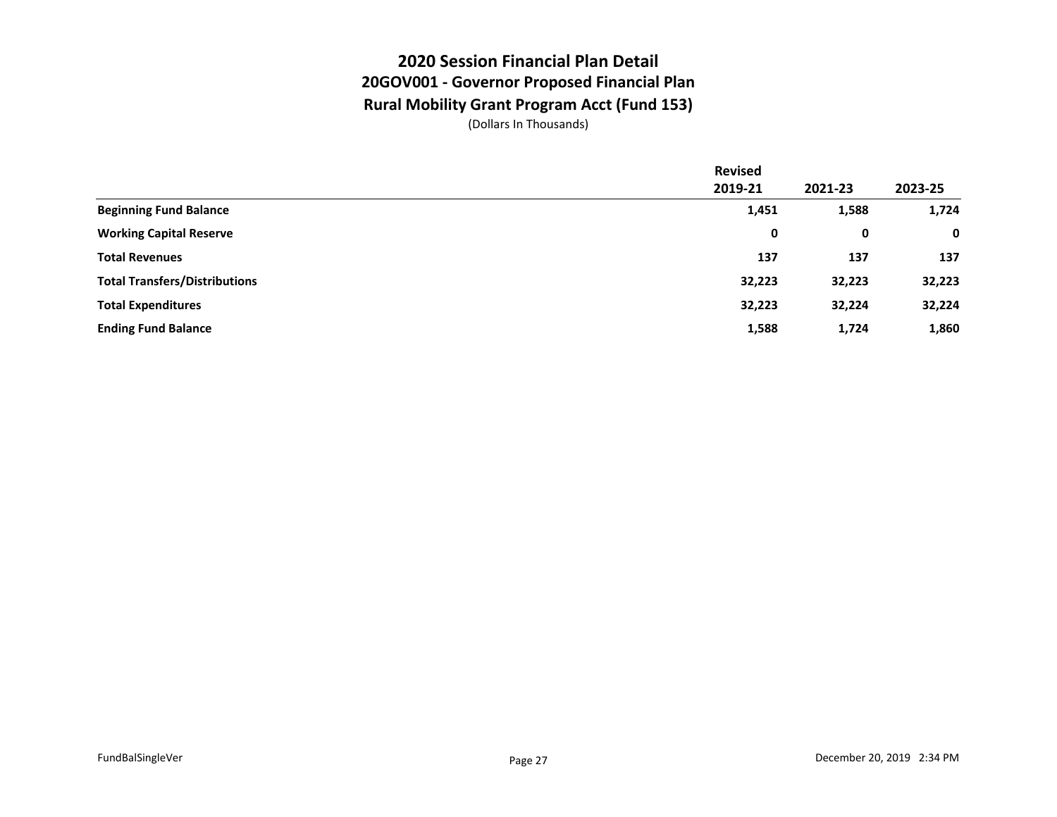# 2020 Session Financial Plan Detail

## 20GOV001 - Governor Proposed Financial Plan

## Rural Mobility Grant Program Acct (Fund 153)

(Dollars In Thousands)

| | Revised 2019-21 | 2021-23 | 2023-25 |
|---|---|---|---|
| **Beginning Fund Balance** | **1,451** | **1,588** | **1,724** |
| **Working Capital Reserve** | **0** | **0** | **0** |
| **Total Revenues** | **137** | **137** | **137** |
| **Total Transfers/Distributions** | **32,223** | **32,223** | **32,223** |
| **Total Expenditures** | **32,223** | **32,224** | **32,224** |
| **Ending Fund Balance** | **1,588** | **1,724** | **1,860** |

FundBalSingleVer

December 20, 2019 2:34 PM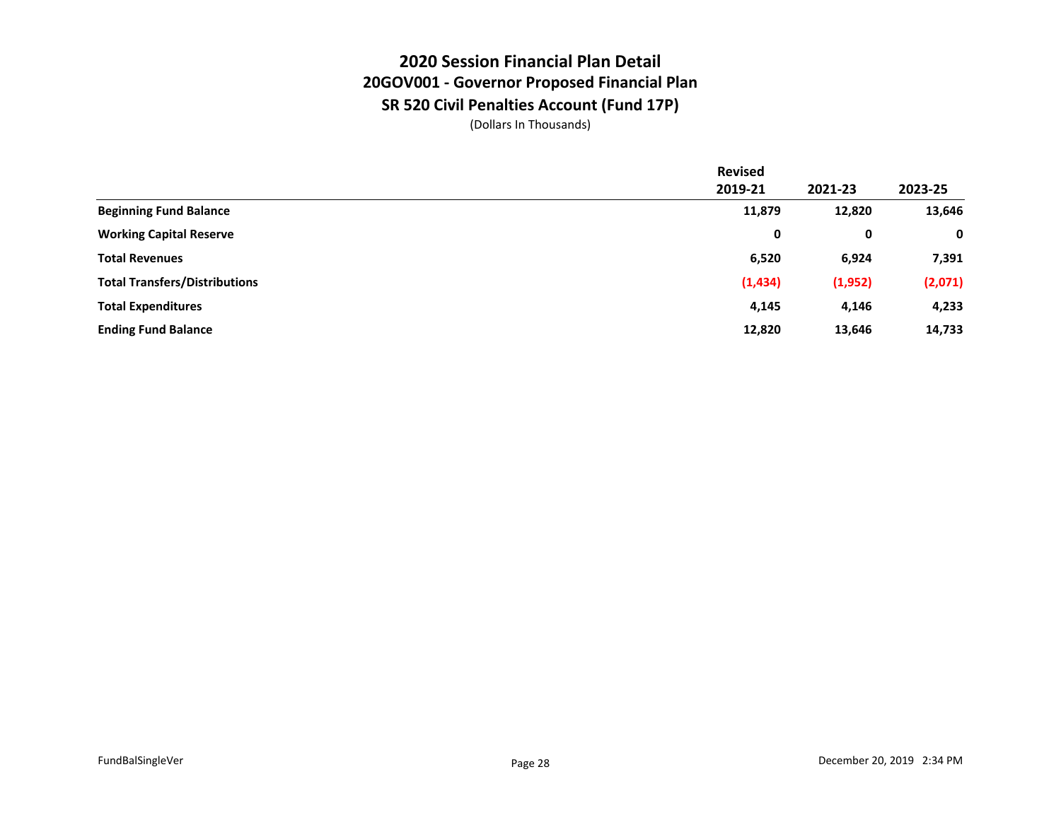# 2020 Session Financial Plan Detail

## 20GOV001 - Governor Proposed Financial Plan

## SR 520 Civil Penalties Account (Fund 17P)

(Dollars In Thousands)

| | Revised 2019-21 | 2021-23 | 2023-25 |
|---|---|---|---|
| **Beginning Fund Balance** | **11,879** | **12,820** | **13,646** |
| **Working Capital Reserve** | **0** | **0** | **0** |
| **Total Revenues** | **6,520** | **6,924** | **7,391** |
| **Total Transfers/Distributions** | **(1,434)** | **(1,952)** | **(2,071)** |
| **Total Expenditures** | **4,145** | **4,146** | **4,233** |
| **Ending Fund Balance** | **12,820** | **13,646** | **14,733** |

FundBalSingleVer

December 20, 2019 2:34 PM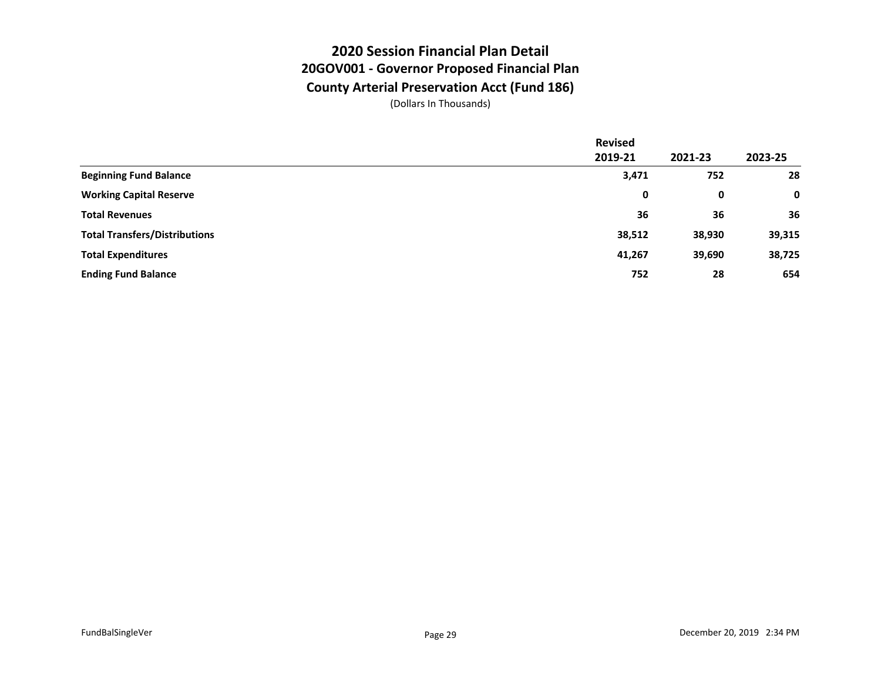# 2020 Session Financial Plan Detail
## 20GOV001 - Governor Proposed Financial Plan
## County Arterial Preservation Acct (Fund 186)
(Dollars In Thousands)

| | Revised 2019-21 | 2021-23 | 2023-25 |
|---|---|---|---|
| **Beginning Fund Balance** | **3,471** | **752** | **28** |
| **Working Capital Reserve** | **0** | **0** | **0** |
| **Total Revenues** | **36** | **36** | **36** |
| **Total Transfers/Distributions** | **38,512** | **38,930** | **39,315** |
| **Total Expenditures** | **41,267** | **39,690** | **38,725** |
| **Ending Fund Balance** | **752** | **28** | **654** |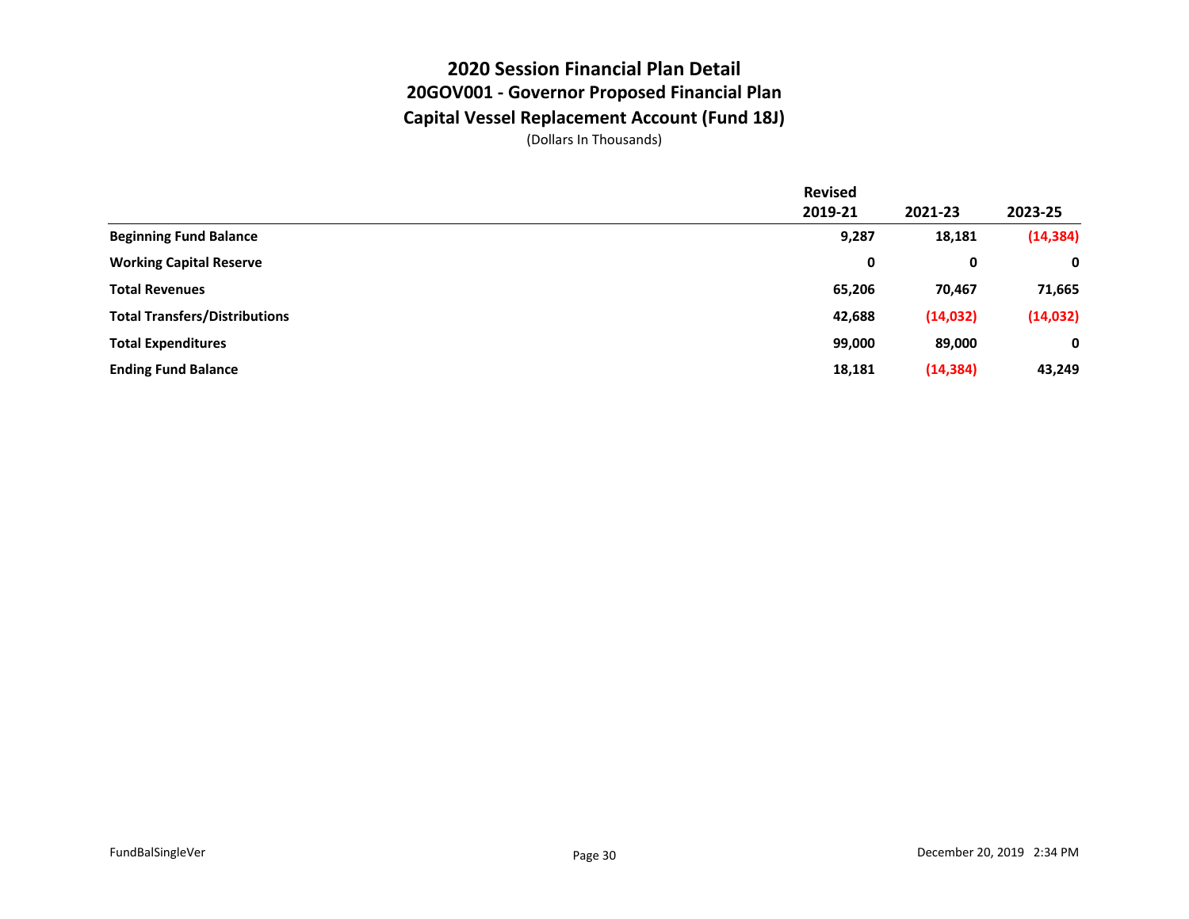# 2020 Session Financial Plan Detail

## 20GOV001 - Governor Proposed Financial Plan

## Capital Vessel Replacement Account (Fund 18J)

(Dollars In Thousands)

| | Revised 2019-21 | 2021-23 | 2023-25 |
|---|---|---|---|
| **Beginning Fund Balance** | **9,287** | **18,181** | **(14,384)** |
| **Working Capital Reserve** | **0** | **0** | **0** |
| **Total Revenues** | **65,206** | **70,467** | **71,665** |
| **Total Transfers/Distributions** | **42,688** | **(14,032)** | **(14,032)** |
| **Total Expenditures** | **99,000** | **89,000** | **0** |
| **Ending Fund Balance** | **18,181** | **(14,384)** | **43,249** |

FundBalSingleVer

December 20, 2019 2:34 PM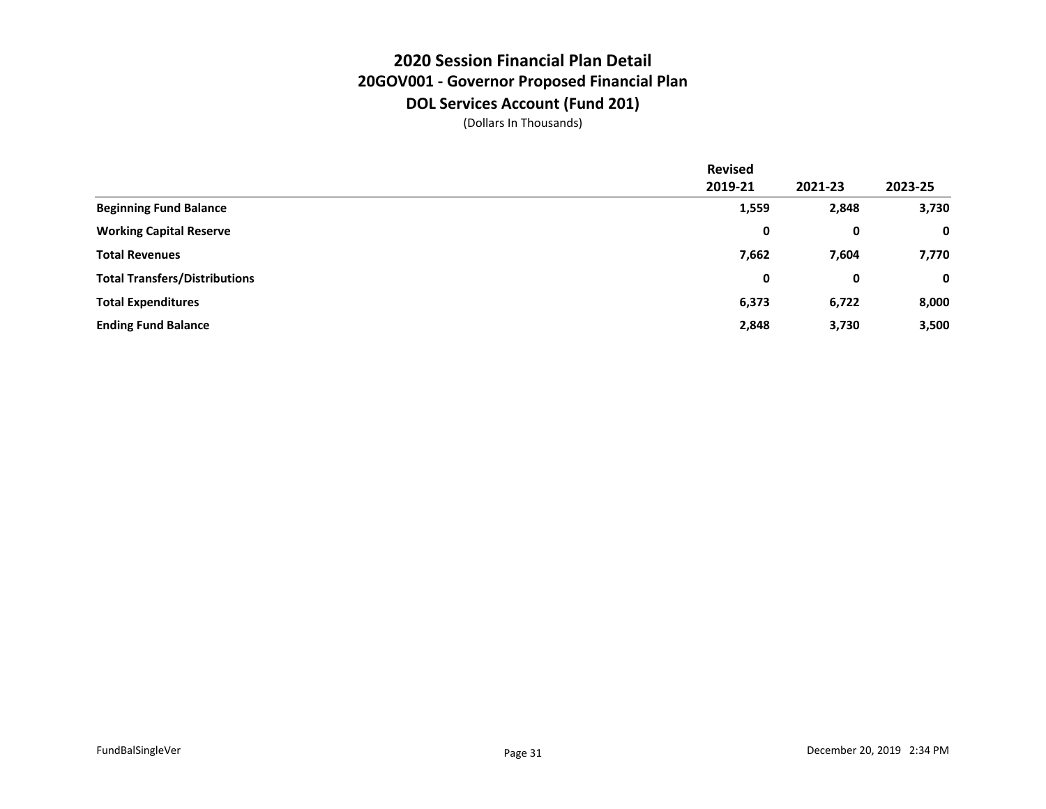# 2020 Session Financial Plan Detail

## 20GOV001 - Governor Proposed Financial Plan

## DOL Services Account (Fund 201)

(Dollars In Thousands)

| | Revised 2019-21 | 2021-23 | 2023-25 |
|---|---|---|---|
| **Beginning Fund Balance** | **1,559** | **2,848** | **3,730** |
| **Working Capital Reserve** | **0** | **0** | **0** |
| **Total Revenues** | **7,662** | **7,604** | **7,770** |
| **Total Transfers/Distributions** | **0** | **0** | **0** |
| **Total Expenditures** | **6,373** | **6,722** | **8,000** |
| **Ending Fund Balance** | **2,848** | **3,730** | **3,500** |

FundBalSingleVer

December 20, 2019 2:34 PM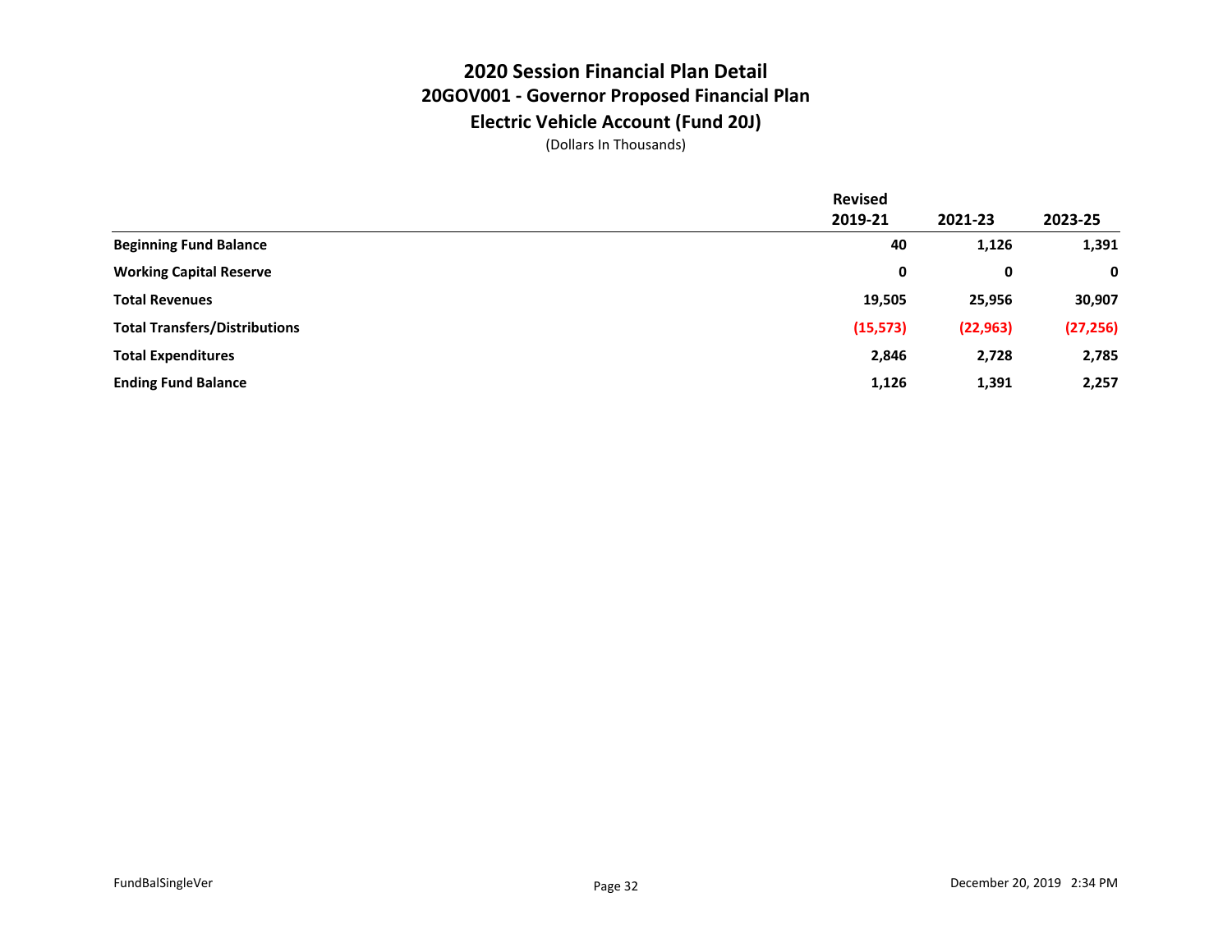# 2020 Session Financial Plan Detail

## 20GOV001 - Governor Proposed Financial Plan

## Electric Vehicle Account (Fund 20J)

(Dollars In Thousands)

| | Revised 2019-21 | 2021-23 | 2023-25 |
|---|---|---|---|
| **Beginning Fund Balance** | **40** | **1,126** | **1,391** |
| **Working Capital Reserve** | **0** | **0** | **0** |
| **Total Revenues** | **19,505** | **25,956** | **30,907** |
| **Total Transfers/Distributions** | **(15,573)** | **(22,963)** | **(27,256)** |
| **Total Expenditures** | **2,846** | **2,728** | **2,785** |
| **Ending Fund Balance** | **1,126** | **1,391** | **2,257** |

FundBalSingleVer

December 20, 2019 2:34 PM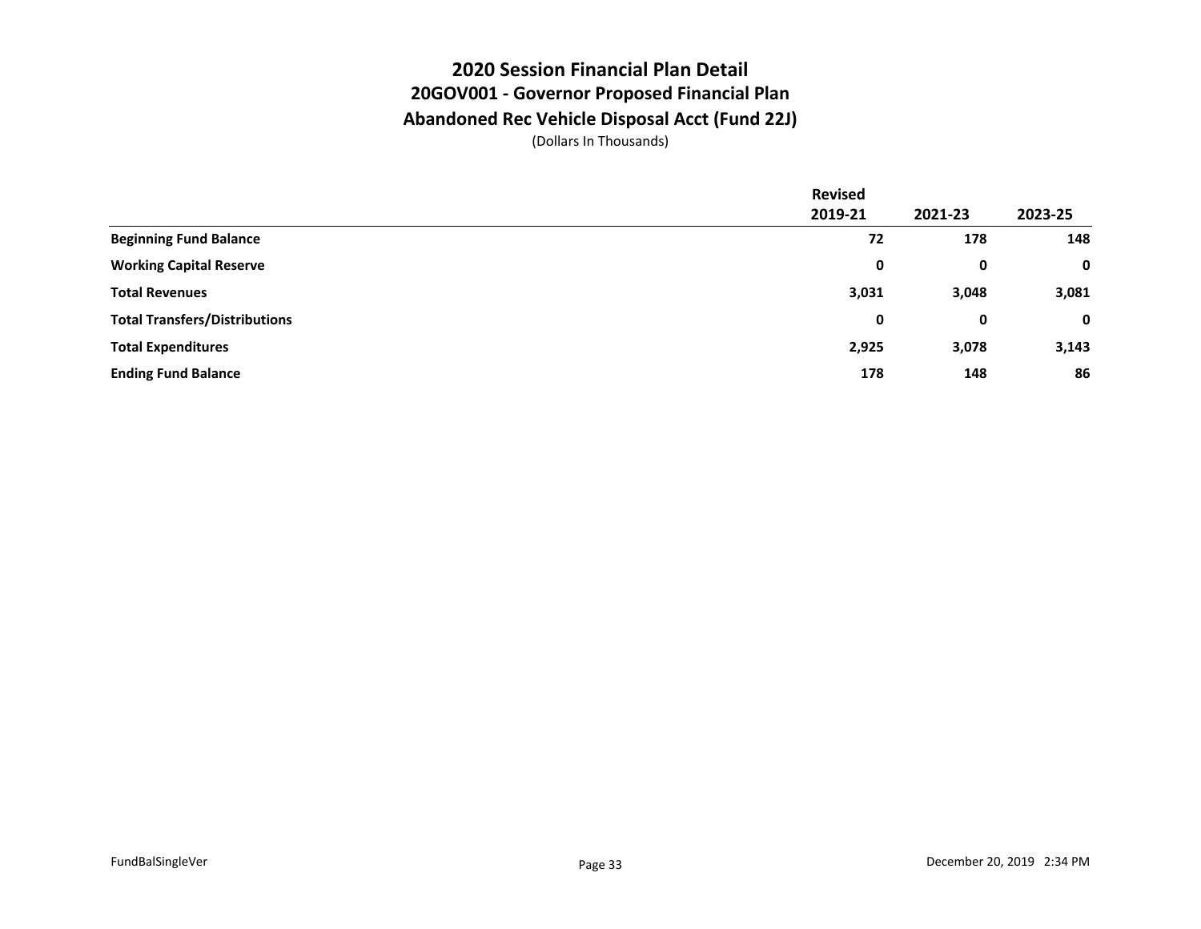# 2020 Session Financial Plan Detail

## 20GOV001 - Governor Proposed Financial Plan

## Abandoned Rec Vehicle Disposal Acct (Fund 22J)

(Dollars In Thousands)

| | Revised 2019-21 | 2021-23 | 2023-25 |
|---|---|---|---|
| **Beginning Fund Balance** | **72** | **178** | **148** |
| **Working Capital Reserve** | **0** | **0** | **0** |
| **Total Revenues** | **3,031** | **3,048** | **3,081** |
| **Total Transfers/Distributions** | **0** | **0** | **0** |
| **Total Expenditures** | **2,925** | **3,078** | **3,143** |
| **Ending Fund Balance** | **178** | **148** | **86** |

FundBalSingleVer

December 20, 2019 2:34 PM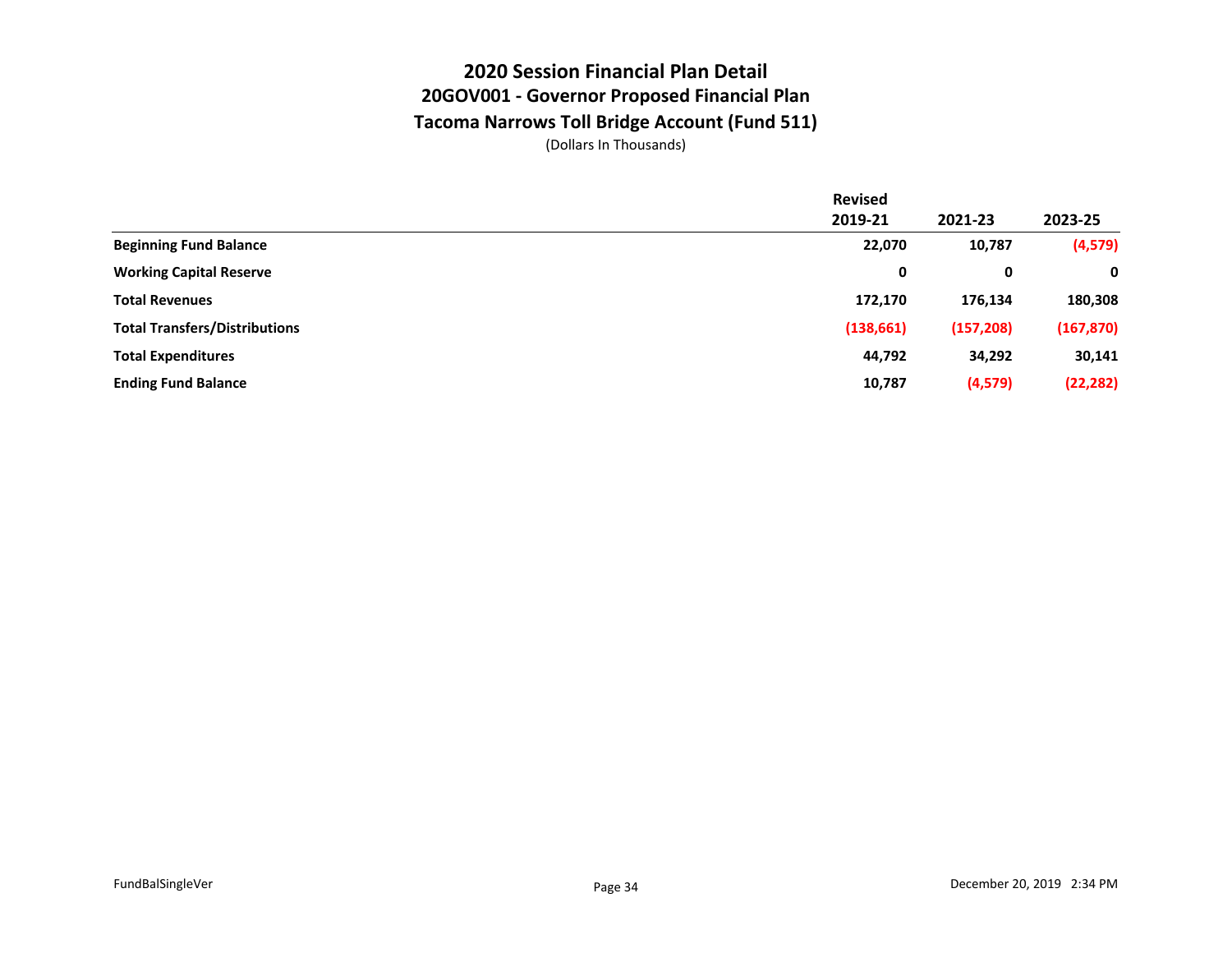# 2020 Session Financial Plan Detail

## 20GOV001 - Governor Proposed Financial Plan

## Tacoma Narrows Toll Bridge Account (Fund 511)

(Dollars In Thousands)

| | Revised 2019-21 | 2021-23 | 2023-25 |
|---|---|---|---|
| **Beginning Fund Balance** | **22,070** | **10,787** | **(4,579)** |
| **Working Capital Reserve** | **0** | **0** | **0** |
| **Total Revenues** | **172,170** | **176,134** | **180,308** |
| **Total Transfers/Distributions** | **(138,661)** | **(157,208)** | **(167,870)** |
| **Total Expenditures** | **44,792** | **34,292** | **30,141** |
| **Ending Fund Balance** | **10,787** | **(4,579)** | **(22,282)** |

FundBalSingleVer

December 20, 2019 2:34 PM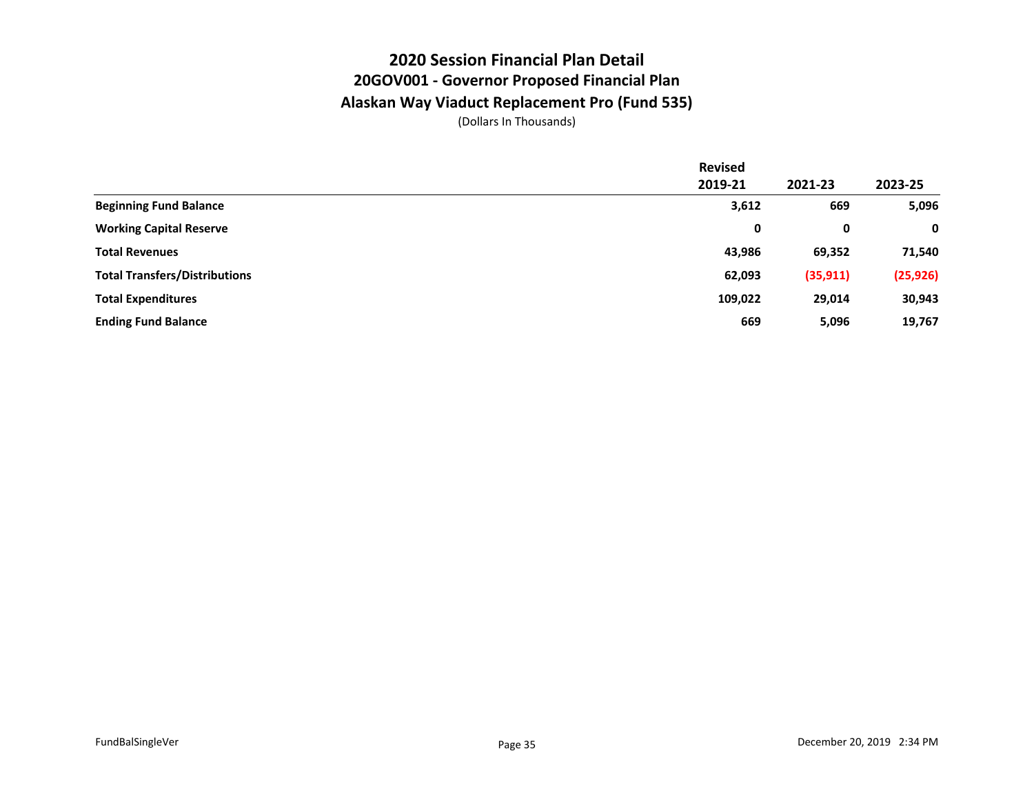# 2020 Session Financial Plan Detail

## 20GOV001 - Governor Proposed Financial Plan

## Alaskan Way Viaduct Replacement Pro (Fund 535)

(Dollars In Thousands)

| | Revised 2019-21 | 2021-23 | 2023-25 |
|---|---|---|---|
| **Beginning Fund Balance** | **3,612** | **669** | **5,096** |
| **Working Capital Reserve** | **0** | **0** | **0** |
| **Total Revenues** | **43,986** | **69,352** | **71,540** |
| **Total Transfers/Distributions** | **62,093** | **(35,911)** | **(25,926)** |
| **Total Expenditures** | **109,022** | **29,014** | **30,943** |
| **Ending Fund Balance** | **669** | **5,096** | **19,767** |

FundBalSingleVer

December 20, 2019 2:34 PM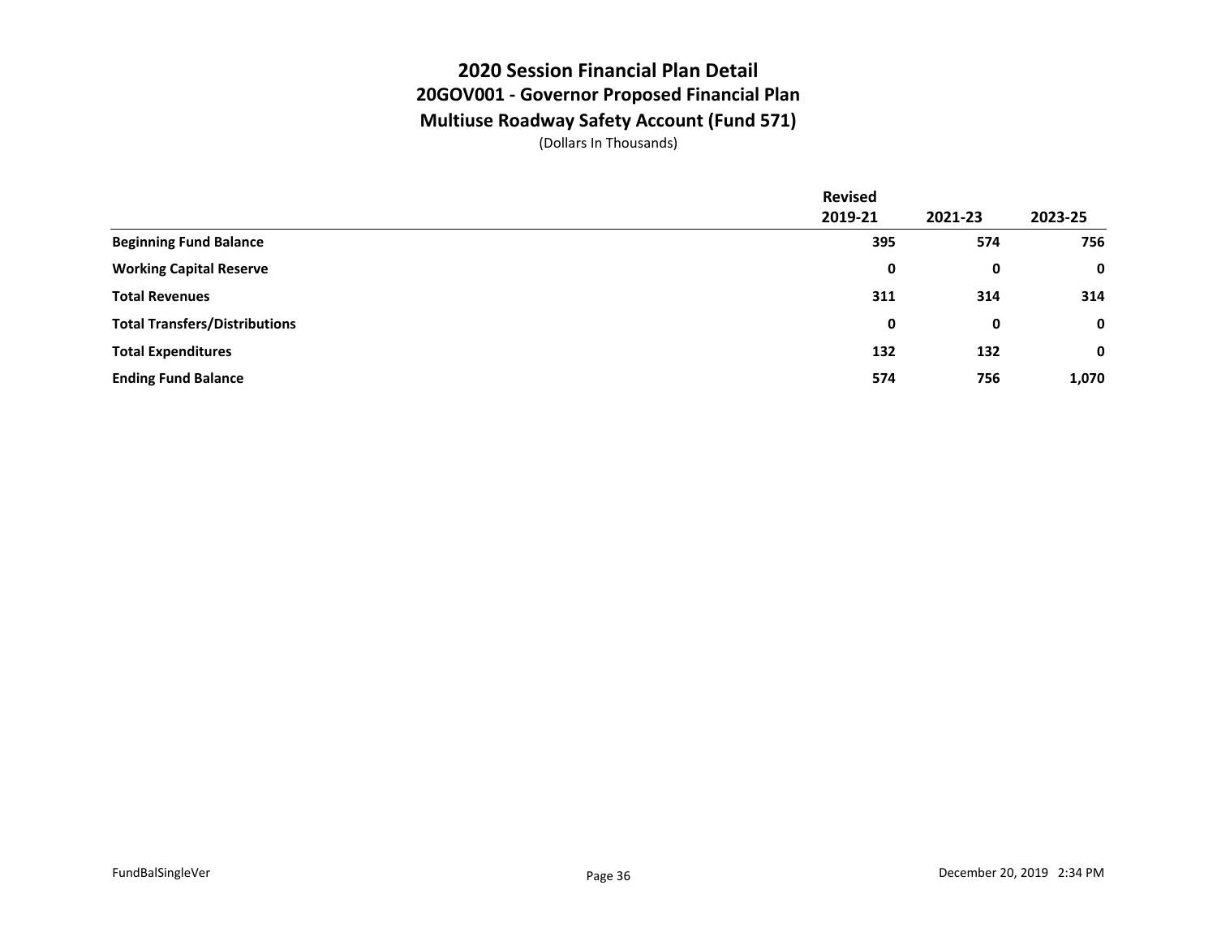# 2020 Session Financial Plan Detail

## 20GOV001 - Governor Proposed Financial Plan

## Multiuse Roadway Safety Account (Fund 571)

(Dollars In Thousands)

| | Revised 2019-21 | 2021-23 | 2023-25 |
|---|---|---|---|
| **Beginning Fund Balance** | **395** | **574** | **756** |
| **Working Capital Reserve** | **0** | **0** | **0** |
| **Total Revenues** | **311** | **314** | **314** |
| **Total Transfers/Distributions** | **0** | **0** | **0** |
| **Total Expenditures** | **132** | **132** | **0** |
| **Ending Fund Balance** | **574** | **756** | **1,070** |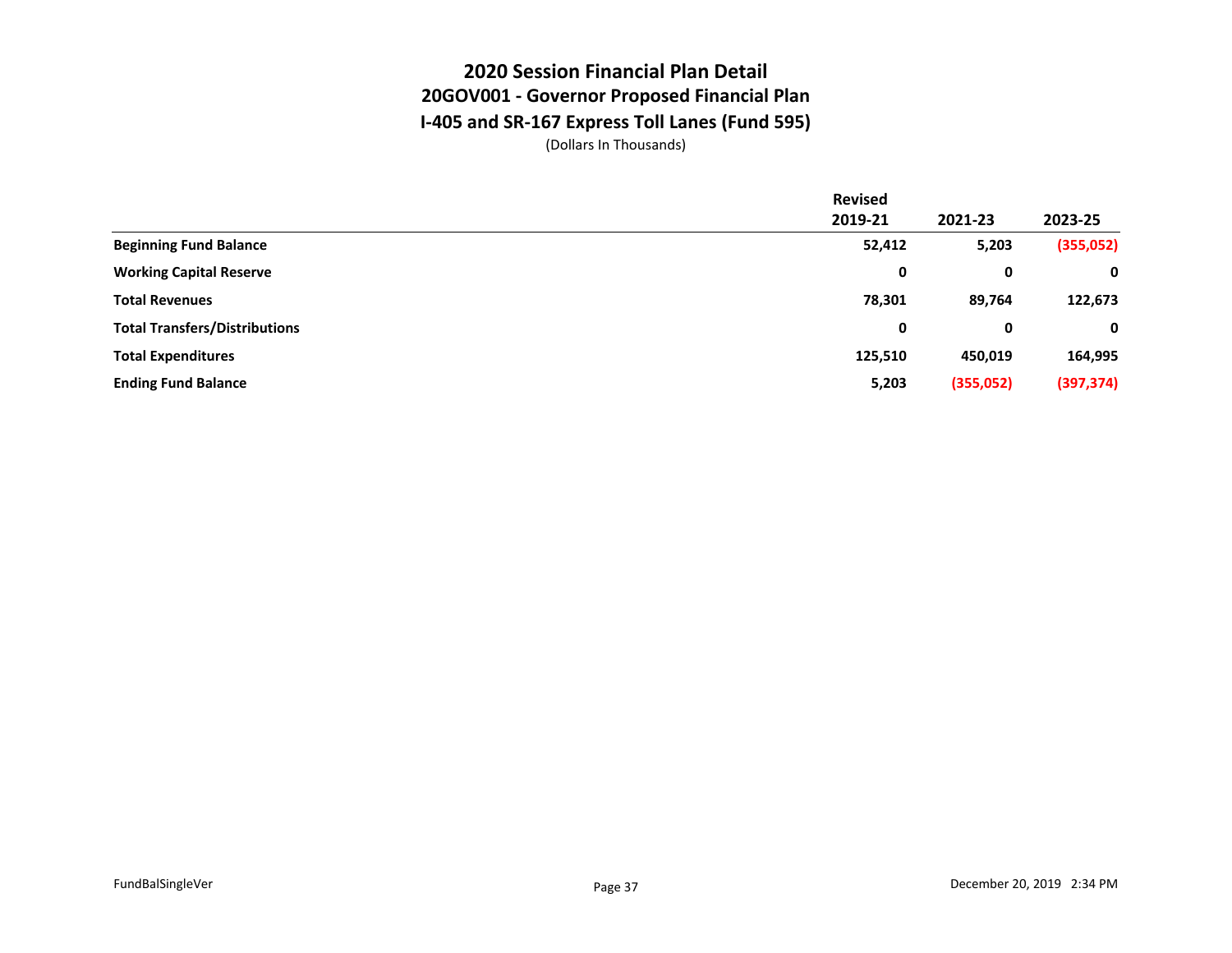# 2020 Session Financial Plan Detail
## 20GOV001 - Governor Proposed Financial Plan
## I-405 and SR-167 Express Toll Lanes (Fund 595)

(Dollars In Thousands)

| | Revised 2019-21 | 2021-23 | 2023-25 |
|---|---|---|---|
| **Beginning Fund Balance** | **52,412** | **5,203** | **(355,052)** |
| **Working Capital Reserve** | **0** | **0** | **0** |
| **Total Revenues** | **78,301** | **89,764** | **122,673** |
| **Total Transfers/Distributions** | **0** | **0** | **0** |
| **Total Expenditures** | **125,510** | **450,019** | **164,995** |
| **Ending Fund Balance** | **5,203** | **(355,052)** | **(397,374)** |

FundBalSingleVer

December 20, 2019 2:34 PM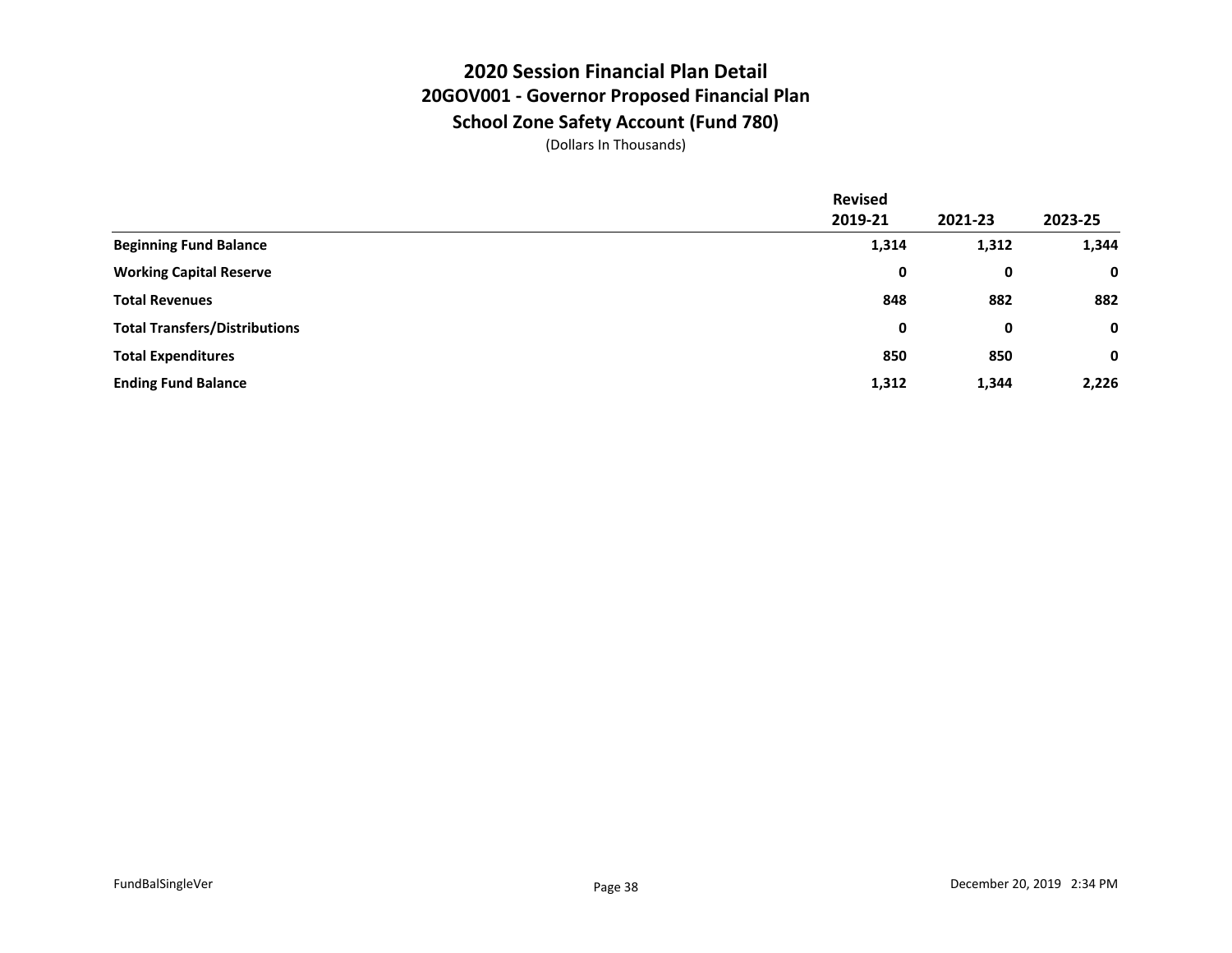# 2020 Session Financial Plan Detail

## 20GOV001 - Governor Proposed Financial Plan

## School Zone Safety Account (Fund 780)

(Dollars In Thousands)

| | Revised 2019-21 | 2021-23 | 2023-25 |
|---|---|---|---|
| **Beginning Fund Balance** | **1,314** | **1,312** | **1,344** |
| **Working Capital Reserve** | **0** | **0** | **0** |
| **Total Revenues** | **848** | **882** | **882** |
| **Total Transfers/Distributions** | **0** | **0** | **0** |
| **Total Expenditures** | **850** | **850** | **0** |
| **Ending Fund Balance** | **1,312** | **1,344** | **2,226** |

FundBalSingleVer

December 20, 2019 2:34 PM